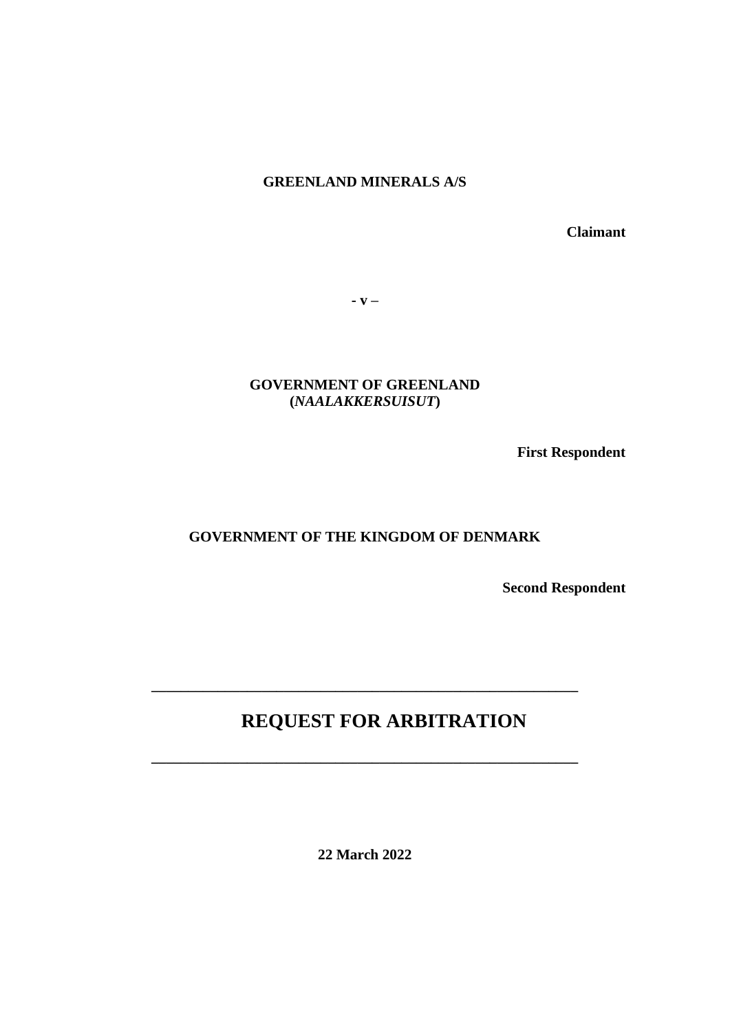**GREENLAND MINERALS A/S**

**Claimant**

**- v –**

**GOVERNMENT OF GREENLAND (*NAALAKKERSUISUT*)**

**First Respondent**

**GOVERNMENT OF THE KINGDOM OF DENMARK**

**Second Respondent**

---

# REQUEST FOR ARBITRATION

---

**22 March 2022**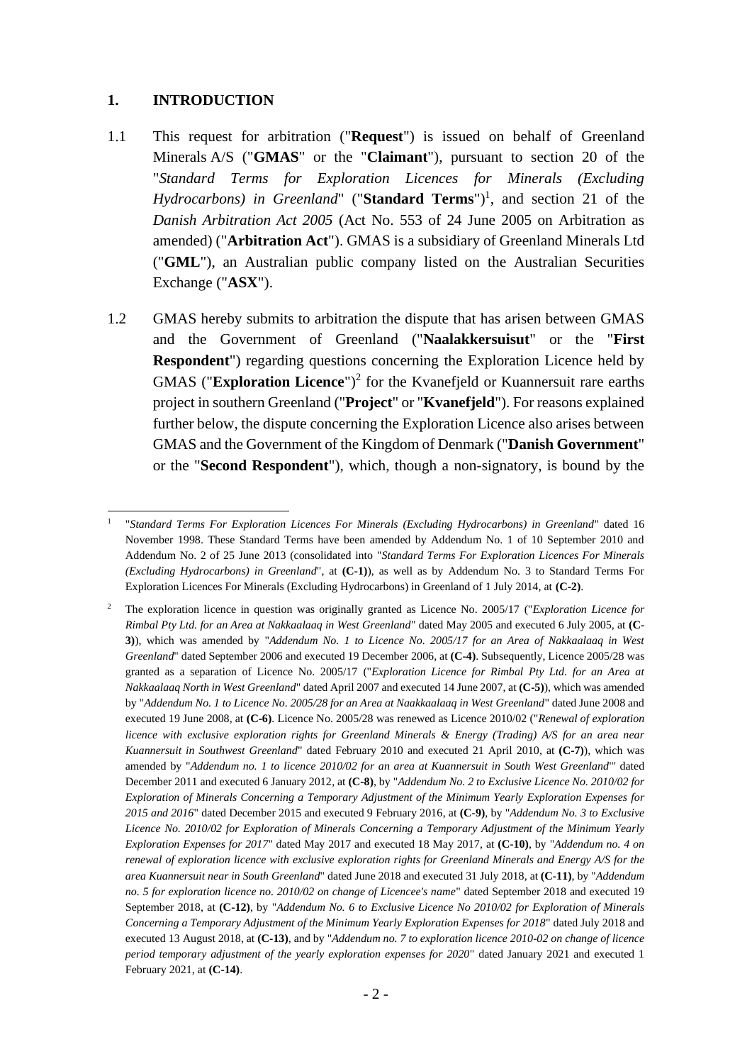## 1. INTRODUCTION

1.1 This request for arbitration ("**Request**") is issued on behalf of Greenland Minerals A/S ("**GMAS**" or the "**Claimant**"), pursuant to section 20 of the "*Standard Terms for Exploration Licences for Minerals (Excluding Hydrocarbons) in Greenland*" ("**Standard Terms**")[1], and section 21 of the *Danish Arbitration Act 2005* (Act No. 553 of 24 June 2005 on Arbitration as amended) ("**Arbitration Act**"). GMAS is a subsidiary of Greenland Minerals Ltd ("**GML**"), an Australian public company listed on the Australian Securities Exchange ("**ASX**").

1.2 GMAS hereby submits to arbitration the dispute that has arisen between GMAS and the Government of Greenland ("**Naalakkersuisut**" or the "**First Respondent**") regarding questions concerning the Exploration Licence held by GMAS ("**Exploration Licence**")[2] for the Kvanefjeld or Kuannersuit rare earths project in southern Greenland ("**Project**" or "**Kvanefjeld**"). For reasons explained further below, the dispute concerning the Exploration Licence also arises between GMAS and the Government of the Kingdom of Denmark ("**Danish Government**" or the "**Second Respondent**"), which, though a non-signatory, is bound by the

---

[1] "*Standard Terms For Exploration Licences For Minerals (Excluding Hydrocarbons) in Greenland*" dated 16 November 1998. These Standard Terms have been amended by Addendum No. 1 of 10 September 2010 and Addendum No. 2 of 25 June 2013 (consolidated into "*Standard Terms For Exploration Licences For Minerals (Excluding Hydrocarbons) in Greenland*", at **(C-1)**), as well as by Addendum No. 3 to Standard Terms For Exploration Licences For Minerals (Excluding Hydrocarbons) in Greenland of 1 July 2014, at **(C-2)**.

[2] The exploration licence in question was originally granted as Licence No. 2005/17 ("*Exploration Licence for Rimbal Pty Ltd. for an Area at Nakkaalaaq in West Greenland*" dated May 2005 and executed 6 July 2005, at **(C-3)**), which was amended by "*Addendum No. 1 to Licence No. 2005/17 for an Area of Nakkaalaaq in West Greenland*" dated September 2006 and executed 19 December 2006, at **(C-4)**. Subsequently, Licence 2005/28 was granted as a separation of Licence No. 2005/17 ("*Exploration Licence for Rimbal Pty Ltd. for an Area at Nakkaalaaq North in West Greenland*" dated April 2007 and executed 14 June 2007, at **(C-5)**), which was amended by "*Addendum No. 1 to Licence No. 2005/28 for an Area at Naakkaalaaq in West Greenland*" dated June 2008 and executed 19 June 2008, at **(C-6)**. Licence No. 2005/28 was renewed as Licence 2010/02 ("*Renewal of exploration licence with exclusive exploration rights for Greenland Minerals & Energy (Trading) A/S for an area near Kuannersuit in Southwest Greenland*" dated February 2010 and executed 21 April 2010, at **(C-7)**), which was amended by "*Addendum no. 1 to licence 2010/02 for an area at Kuannersuit in South West Greenland*'" dated December 2011 and executed 6 January 2012, at **(C-8)**, by "*Addendum No. 2 to Exclusive Licence No. 2010/02 for Exploration of Minerals Concerning a Temporary Adjustment of the Minimum Yearly Exploration Expenses for 2015 and 2016*" dated December 2015 and executed 9 February 2016, at **(C-9)**, by "*Addendum No. 3 to Exclusive Licence No. 2010/02 for Exploration of Minerals Concerning a Temporary Adjustment of the Minimum Yearly Exploration Expenses for 2017*" dated May 2017 and executed 18 May 2017, at **(C-10)**, by "*Addendum no. 4 on renewal of exploration licence with exclusive exploration rights for Greenland Minerals and Energy A/S for the area Kuannersuit near in South Greenland*" dated June 2018 and executed 31 July 2018, at **(C-11)**, by "*Addendum no. 5 for exploration licence no. 2010/02 on change of Licencee's name*" dated September 2018 and executed 19 September 2018, at **(C-12)**, by "*Addendum No. 6 to Exclusive Licence No 2010/02 for Exploration of Minerals Concerning a Temporary Adjustment of the Minimum Yearly Exploration Expenses for 2018*" dated July 2018 and executed 13 August 2018, at **(C-13)**, and by "*Addendum no. 7 to exploration licence 2010-02 on change of licence period temporary adjustment of the yearly exploration expenses for 2020*" dated January 2021 and executed 1 February 2021, at **(C-14)**.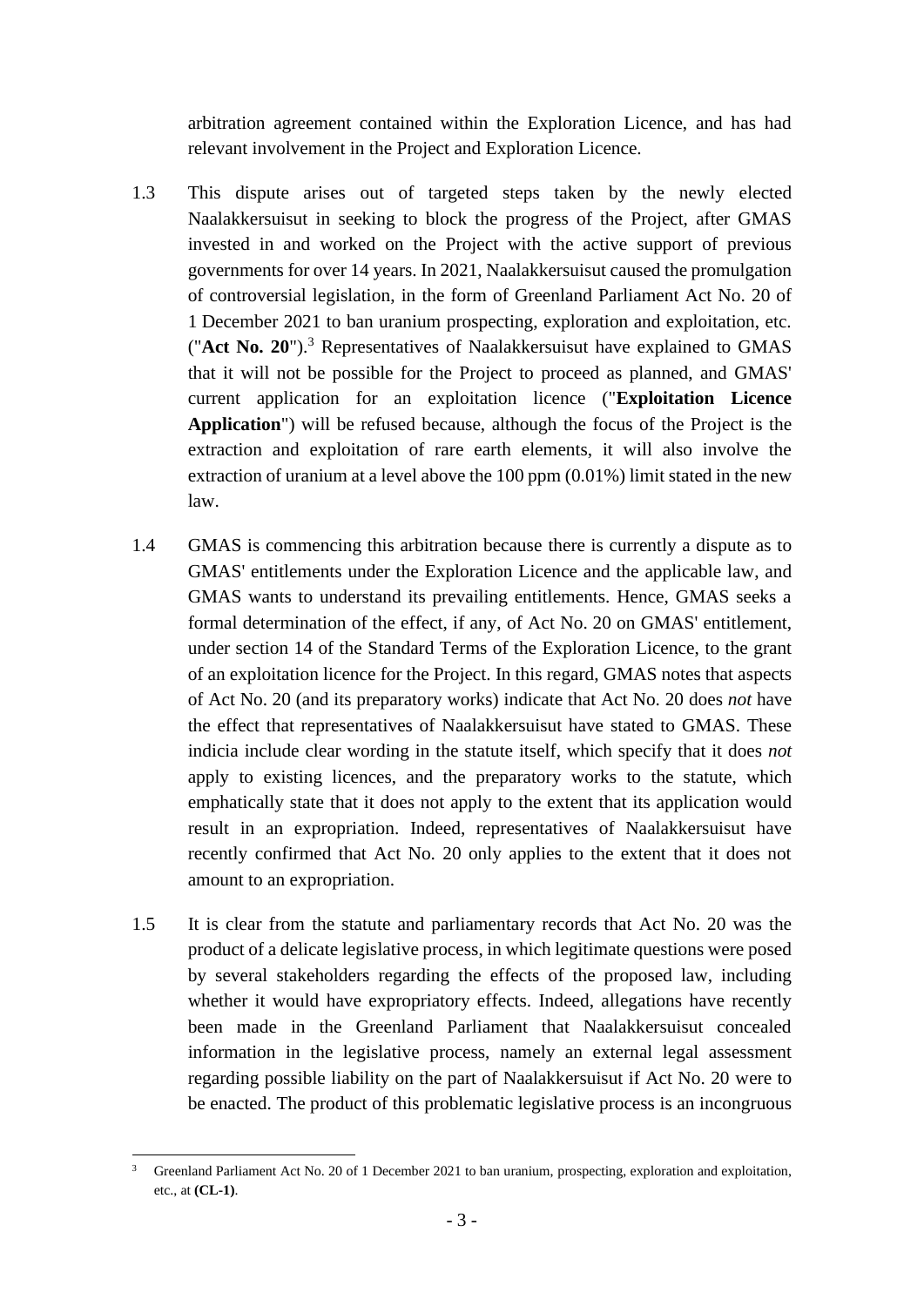arbitration agreement contained within the Exploration Licence, and has had relevant involvement in the Project and Exploration Licence.

1.3 This dispute arises out of targeted steps taken by the newly elected Naalakkersuisut in seeking to block the progress of the Project, after GMAS invested in and worked on the Project with the active support of previous governments for over 14 years. In 2021, Naalakkersuisut caused the promulgation of controversial legislation, in the form of Greenland Parliament Act No. 20 of 1 December 2021 to ban uranium prospecting, exploration and exploitation, etc. ("**Act No. 20**").[3] Representatives of Naalakkersuisut have explained to GMAS that it will not be possible for the Project to proceed as planned, and GMAS' current application for an exploitation licence ("**Exploitation Licence Application**") will be refused because, although the focus of the Project is the extraction and exploitation of rare earth elements, it will also involve the extraction of uranium at a level above the 100 ppm (0.01%) limit stated in the new law.

1.4 GMAS is commencing this arbitration because there is currently a dispute as to GMAS' entitlements under the Exploration Licence and the applicable law, and GMAS wants to understand its prevailing entitlements. Hence, GMAS seeks a formal determination of the effect, if any, of Act No. 20 on GMAS' entitlement, under section 14 of the Standard Terms of the Exploration Licence, to the grant of an exploitation licence for the Project. In this regard, GMAS notes that aspects of Act No. 20 (and its preparatory works) indicate that Act No. 20 does *not* have the effect that representatives of Naalakkersuisut have stated to GMAS. These indicia include clear wording in the statute itself, which specify that it does *not* apply to existing licences, and the preparatory works to the statute, which emphatically state that it does not apply to the extent that its application would result in an expropriation. Indeed, representatives of Naalakkersuisut have recently confirmed that Act No. 20 only applies to the extent that it does not amount to an expropriation.

1.5 It is clear from the statute and parliamentary records that Act No. 20 was the product of a delicate legislative process, in which legitimate questions were posed by several stakeholders regarding the effects of the proposed law, including whether it would have expropriatory effects. Indeed, allegations have recently been made in the Greenland Parliament that Naalakkersuisut concealed information in the legislative process, namely an external legal assessment regarding possible liability on the part of Naalakkersuisut if Act No. 20 were to be enacted. The product of this problematic legislative process is an incongruous

---

[3] Greenland Parliament Act No. 20 of 1 December 2021 to ban uranium, prospecting, exploration and exploitation, etc., at **(CL-1)**.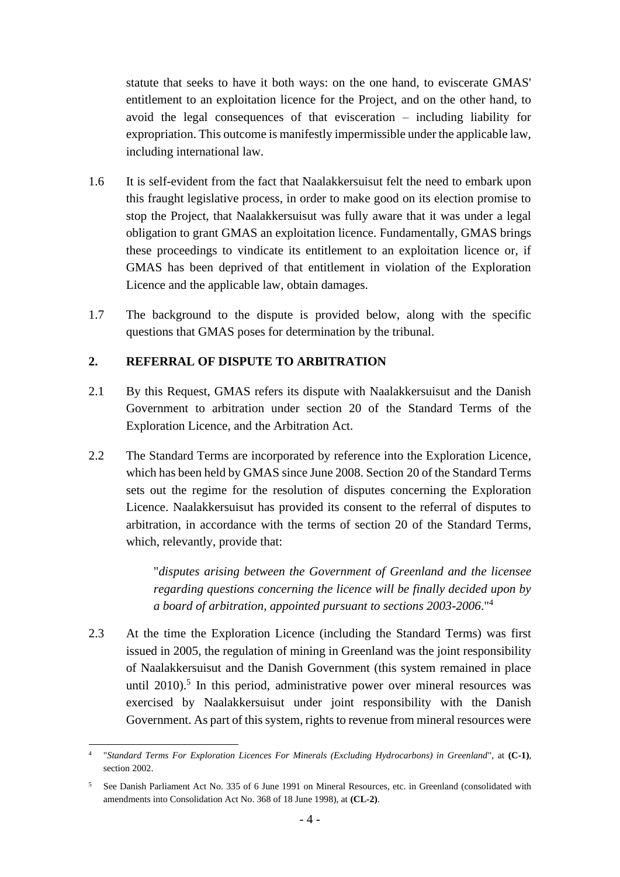statute that seeks to have it both ways: on the one hand, to eviscerate GMAS' entitlement to an exploitation licence for the Project, and on the other hand, to avoid the legal consequences of that evisceration – including liability for expropriation. This outcome is manifestly impermissible under the applicable law, including international law.

1.6 It is self-evident from the fact that Naalakkersuisut felt the need to embark upon this fraught legislative process, in order to make good on its election promise to stop the Project, that Naalakkersuisut was fully aware that it was under a legal obligation to grant GMAS an exploitation licence. Fundamentally, GMAS brings these proceedings to vindicate its entitlement to an exploitation licence or, if GMAS has been deprived of that entitlement in violation of the Exploration Licence and the applicable law, obtain damages.

1.7 The background to the dispute is provided below, along with the specific questions that GMAS poses for determination by the tribunal.

## 2. REFERRAL OF DISPUTE TO ARBITRATION

2.1 By this Request, GMAS refers its dispute with Naalakkersuisut and the Danish Government to arbitration under section 20 of the Standard Terms of the Exploration Licence, and the Arbitration Act.

2.2 The Standard Terms are incorporated by reference into the Exploration Licence, which has been held by GMAS since June 2008. Section 20 of the Standard Terms sets out the regime for the resolution of disputes concerning the Exploration Licence. Naalakkersuisut has provided its consent to the referral of disputes to arbitration, in accordance with the terms of section 20 of the Standard Terms, which, relevantly, provide that:

> "*disputes arising between the Government of Greenland and the licensee regarding questions concerning the licence will be finally decided upon by a board of arbitration, appointed pursuant to sections 2003-2006*."[4]

2.3 At the time the Exploration Licence (including the Standard Terms) was first issued in 2005, the regulation of mining in Greenland was the joint responsibility of Naalakkersuisut and the Danish Government (this system remained in place until 2010).[5] In this period, administrative power over mineral resources was exercised by Naalakkersuisut under joint responsibility with the Danish Government. As part of this system, rights to revenue from mineral resources were

---

[4] "*Standard Terms For Exploration Licences For Minerals (Excluding Hydrocarbons) in Greenland*", at **(C-1)**, section 2002.

[5] See Danish Parliament Act No. 335 of 6 June 1991 on Mineral Resources, etc. in Greenland (consolidated with amendments into Consolidation Act No. 368 of 18 June 1998), at **(CL-2)**.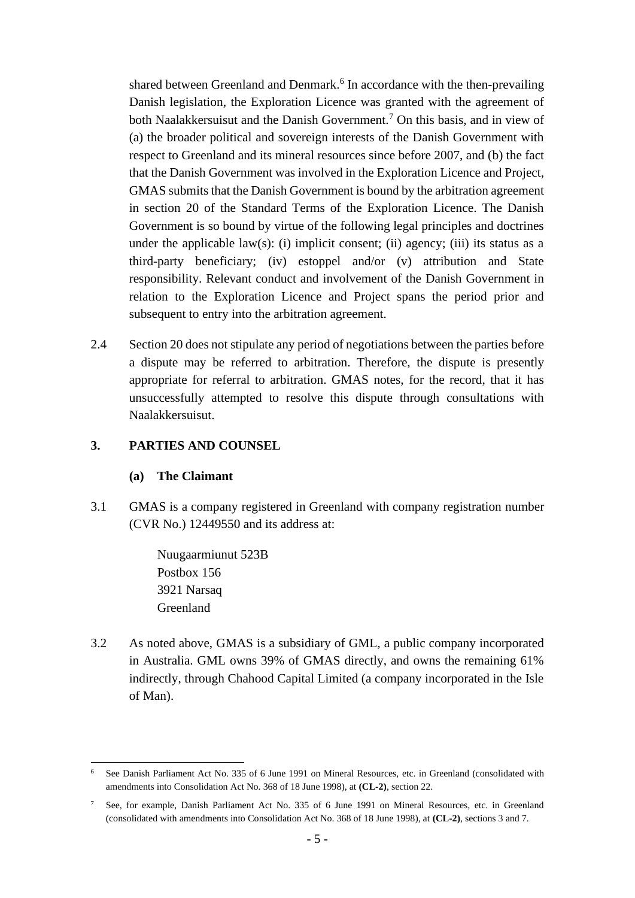shared between Greenland and Denmark.[6] In accordance with the then-prevailing Danish legislation, the Exploration Licence was granted with the agreement of both Naalakkersuisut and the Danish Government.[7] On this basis, and in view of (a) the broader political and sovereign interests of the Danish Government with respect to Greenland and its mineral resources since before 2007, and (b) the fact that the Danish Government was involved in the Exploration Licence and Project, GMAS submits that the Danish Government is bound by the arbitration agreement in section 20 of the Standard Terms of the Exploration Licence. The Danish Government is so bound by virtue of the following legal principles and doctrines under the applicable law(s): (i) implicit consent; (ii) agency; (iii) its status as a third-party beneficiary; (iv) estoppel and/or (v) attribution and State responsibility. Relevant conduct and involvement of the Danish Government in relation to the Exploration Licence and Project spans the period prior and subsequent to entry into the arbitration agreement.

2.4 Section 20 does not stipulate any period of negotiations between the parties before a dispute may be referred to arbitration. Therefore, the dispute is presently appropriate for referral to arbitration. GMAS notes, for the record, that it has unsuccessfully attempted to resolve this dispute through consultations with Naalakkersuisut.

## 3. PARTIES AND COUNSEL

### (a) The Claimant

3.1 GMAS is a company registered in Greenland with company registration number (CVR No.) 12449550 and its address at:

Nuugaarmiunut 523B
Postbox 156
3921 Narsaq
Greenland

3.2 As noted above, GMAS is a subsidiary of GML, a public company incorporated in Australia. GML owns 39% of GMAS directly, and owns the remaining 61% indirectly, through Chahood Capital Limited (a company incorporated in the Isle of Man).

---

[6] See Danish Parliament Act No. 335 of 6 June 1991 on Mineral Resources, etc. in Greenland (consolidated with amendments into Consolidation Act No. 368 of 18 June 1998), at **(CL-2)**, section 22.

[7] See, for example, Danish Parliament Act No. 335 of 6 June 1991 on Mineral Resources, etc. in Greenland (consolidated with amendments into Consolidation Act No. 368 of 18 June 1998), at **(CL-2)**, sections 3 and 7.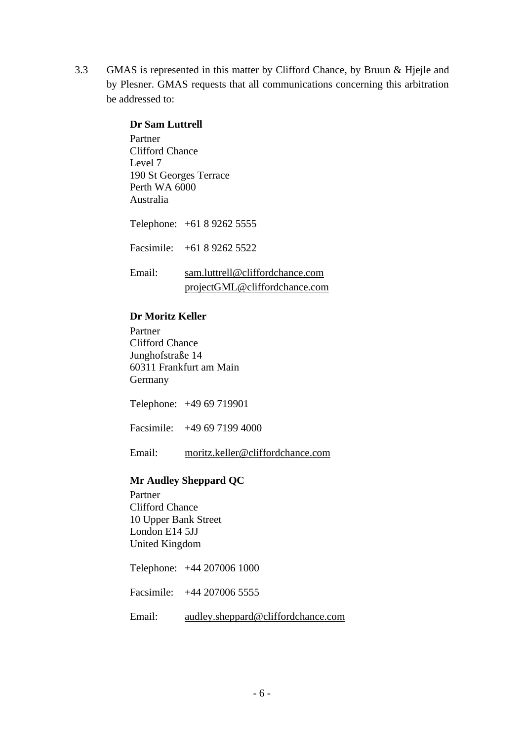3.3 GMAS is represented in this matter by Clifford Chance, by Bruun & Hjejle and by Plesner. GMAS requests that all communications concerning this arbitration be addressed to:

**Dr Sam Luttrell**
Partner
Clifford Chance
Level 7
190 St Georges Terrace
Perth WA 6000
Australia

Telephone: +61 8 9262 5555

Facsimile: +61 8 9262 5522

Email: sam.luttrell@cliffordchance.com
projectGML@cliffordchance.com

**Dr Moritz Keller**
Partner
Clifford Chance
Junghofstraße 14
60311 Frankfurt am Main
Germany

Telephone: +49 69 719901

Facsimile: +49 69 7199 4000

Email: moritz.keller@cliffordchance.com

**Mr Audley Sheppard QC**
Partner
Clifford Chance
10 Upper Bank Street
London E14 5JJ
United Kingdom

Telephone: +44 207006 1000

Facsimile: +44 207006 5555

Email: audley.sheppard@cliffordchance.com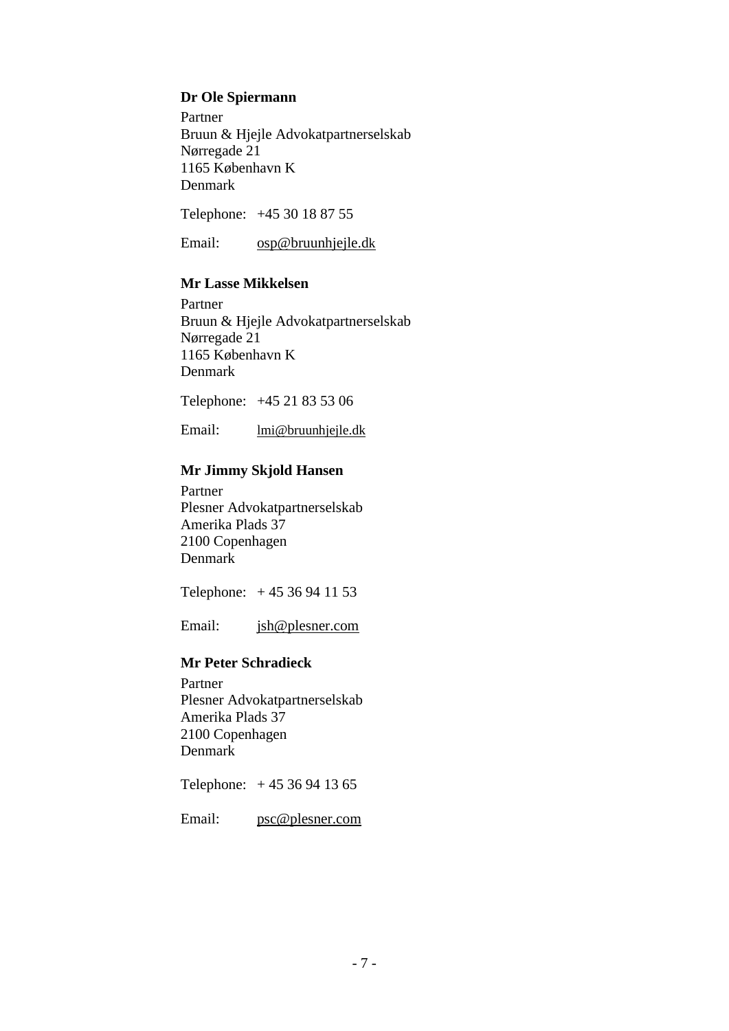**Dr Ole Spiermann**

Partner
Bruun & Hjejle Advokatpartnerselskab
Nørregade 21
1165 København K
Denmark

Telephone: +45 30 18 87 55

Email: osp@bruunhjejle.dk

**Mr Lasse Mikkelsen**

Partner
Bruun & Hjejle Advokatpartnerselskab
Nørregade 21
1165 København K
Denmark

Telephone: +45 21 83 53 06

Email: lmi@bruunhjejle.dk

**Mr Jimmy Skjold Hansen**

Partner
Plesner Advokatpartnerselskab
Amerika Plads 37
2100 Copenhagen
Denmark

Telephone: + 45 36 94 11 53

Email: jsh@plesner.com

**Mr Peter Schradieck**

Partner
Plesner Advokatpartnerselskab
Amerika Plads 37
2100 Copenhagen
Denmark

Telephone: + 45 36 94 13 65

Email: psc@plesner.com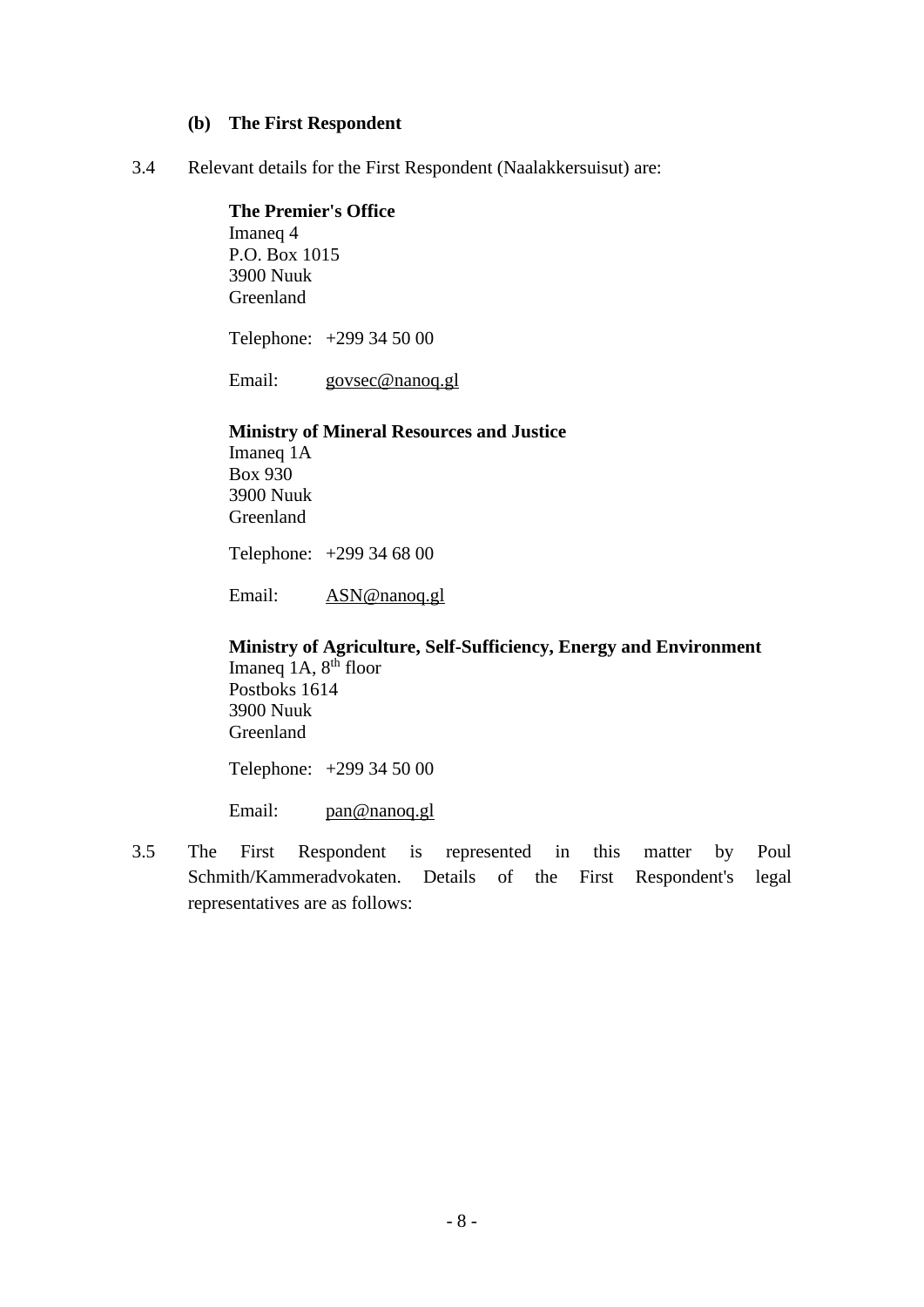### (b) The First Respondent

3.4 Relevant details for the First Respondent (Naalakkersuisut) are:

**The Premier's Office**
Imaneq 4
P.O. Box 1015
3900 Nuuk
Greenland

Telephone: +299 34 50 00

Email: govsec@nanoq.gl

**Ministry of Mineral Resources and Justice**
Imaneq 1A
Box 930
3900 Nuuk
Greenland

Telephone: +299 34 68 00

Email: ASN@nanoq.gl

**Ministry of Agriculture, Self-Sufficiency, Energy and Environment**
Imaneq 1A, 8th floor
Postboks 1614
3900 Nuuk
Greenland

Telephone: +299 34 50 00

Email: pan@nanoq.gl

3.5 The First Respondent is represented in this matter by Poul Schmith/Kammeradvokaten. Details of the First Respondent's legal representatives are as follows: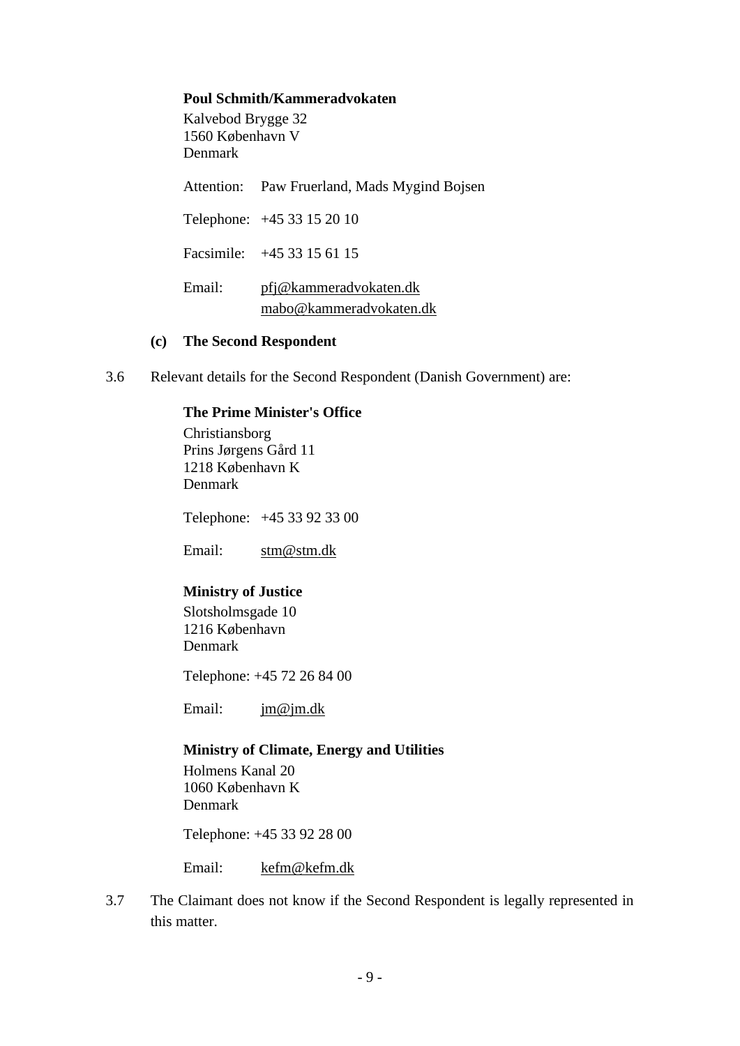**Poul Schmith/Kammeradvokaten**

Kalvebod Brygge 32
1560 København V
Denmark

Attention: Paw Fruerland, Mads Mygind Bojsen

Telephone: +45 33 15 20 10

Facsimile: +45 33 15 61 15

Email: pfj@kammeradvokaten.dk
mabo@kammeradvokaten.dk

**(c) The Second Respondent**

3.6 Relevant details for the Second Respondent (Danish Government) are:

**The Prime Minister's Office**

Christiansborg
Prins Jørgens Gård 11
1218 København K
Denmark

Telephone: +45 33 92 33 00

Email: stm@stm.dk

**Ministry of Justice**

Slotsholmsgade 10
1216 København
Denmark

Telephone: +45 72 26 84 00

Email: jm@jm.dk

**Ministry of Climate, Energy and Utilities**

Holmens Kanal 20
1060 København K
Denmark

Telephone: +45 33 92 28 00

Email: kefm@kefm.dk

3.7 The Claimant does not know if the Second Respondent is legally represented in this matter.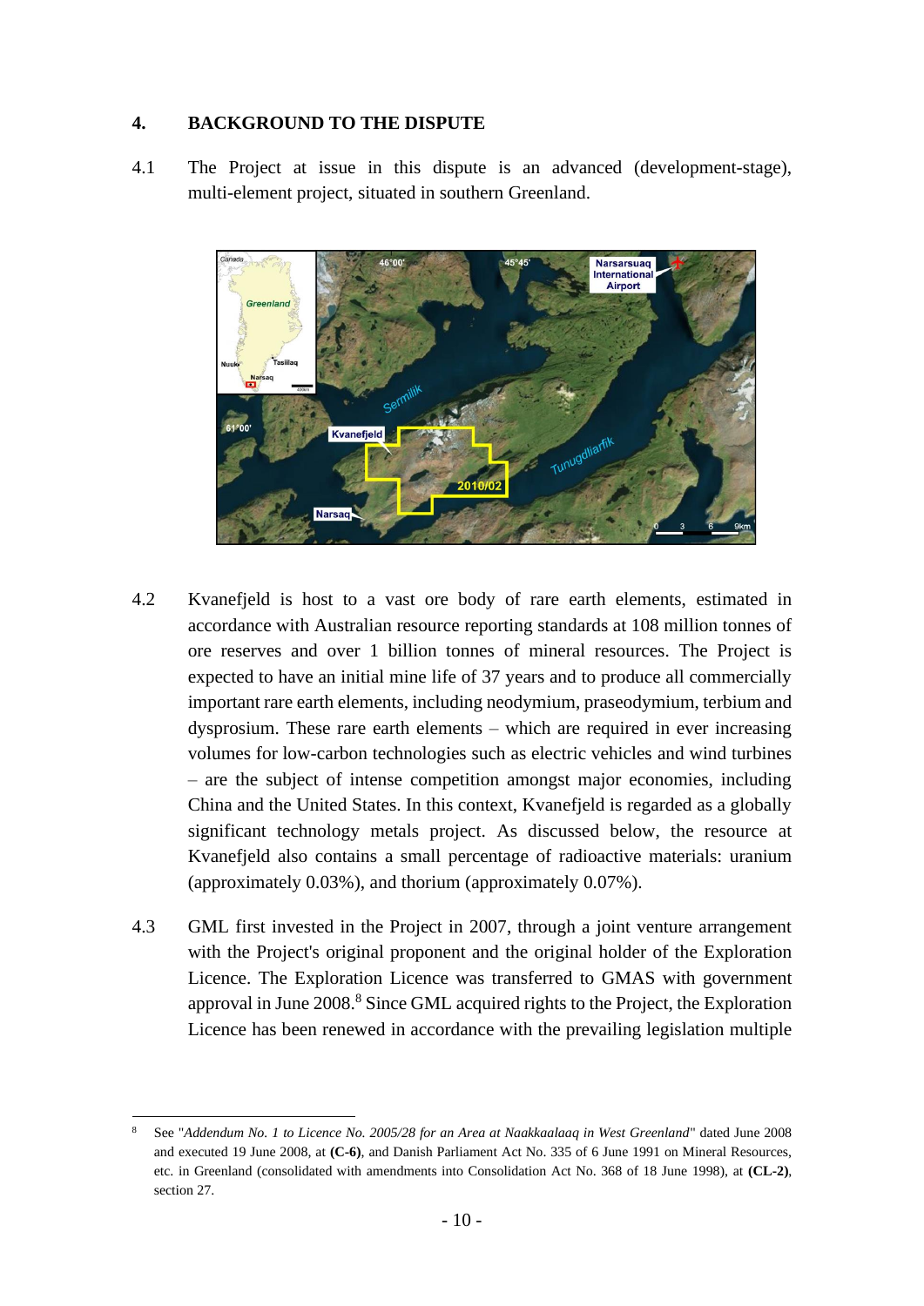## 4. BACKGROUND TO THE DISPUTE

4.1 The Project at issue in this dispute is an advanced (development-stage), multi-element project, situated in southern Greenland.

Canada
Greenland
Nuuk
Tasiilaq
Narsaq
46°00'
45°45'
Narsarsuaq International Airport
61°00'
Sermilik
Kvanefjeld
2010/02
Tunugdliarfik
Narsaq
0 3 6 9km

4.2 Kvanefjeld is host to a vast ore body of rare earth elements, estimated in accordance with Australian resource reporting standards at 108 million tonnes of ore reserves and over 1 billion tonnes of mineral resources. The Project is expected to have an initial mine life of 37 years and to produce all commercially important rare earth elements, including neodymium, praseodymium, terbium and dysprosium. These rare earth elements – which are required in ever increasing volumes for low-carbon technologies such as electric vehicles and wind turbines – are the subject of intense competition amongst major economies, including China and the United States. In this context, Kvanefjeld is regarded as a globally significant technology metals project. As discussed below, the resource at Kvanefjeld also contains a small percentage of radioactive materials: uranium (approximately 0.03%), and thorium (approximately 0.07%).

4.3 GML first invested in the Project in 2007, through a joint venture arrangement with the Project's original proponent and the original holder of the Exploration Licence. The Exploration Licence was transferred to GMAS with government approval in June 2008.[8] Since GML acquired rights to the Project, the Exploration Licence has been renewed in accordance with the prevailing legislation multiple

---

[8] See "*Addendum No. 1 to Licence No. 2005/28 for an Area at Naakkaalaaq in West Greenland*" dated June 2008 and executed 19 June 2008, at **(C-6)**, and Danish Parliament Act No. 335 of 6 June 1991 on Mineral Resources, etc. in Greenland (consolidated with amendments into Consolidation Act No. 368 of 18 June 1998), at **(CL-2)**, section 27.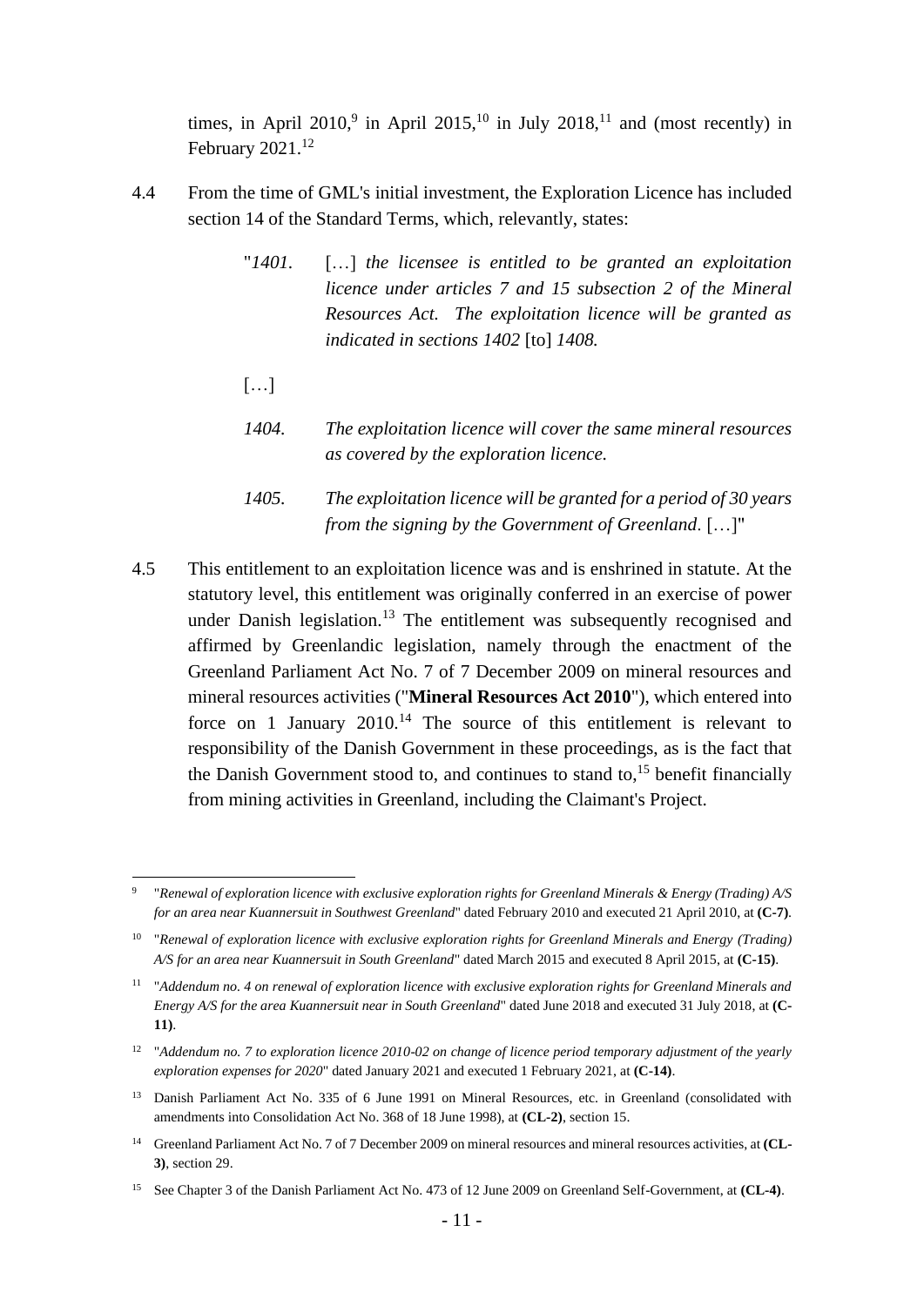times, in April 2010,[9] in April 2015,[10] in July 2018,[11] and (most recently) in February 2021.[12]

4.4 From the time of GML's initial investment, the Exploration Licence has included section 14 of the Standard Terms, which, relevantly, states:

> "*1401.* […] *the licensee is entitled to be granted an exploitation licence under articles 7 and 15 subsection 2 of the Mineral Resources Act. The exploitation licence will be granted as indicated in sections 1402* [to] *1408.*
>
> […]
>
> *1404.* *The exploitation licence will cover the same mineral resources as covered by the exploration licence.*
>
> *1405.* *The exploitation licence will be granted for a period of 30 years from the signing by the Government of Greenland*. […]"

4.5 This entitlement to an exploitation licence was and is enshrined in statute. At the statutory level, this entitlement was originally conferred in an exercise of power under Danish legislation.[13] The entitlement was subsequently recognised and affirmed by Greenlandic legislation, namely through the enactment of the Greenland Parliament Act No. 7 of 7 December 2009 on mineral resources and mineral resources activities ("**Mineral Resources Act 2010**"), which entered into force on 1 January 2010.[14] The source of this entitlement is relevant to responsibility of the Danish Government in these proceedings, as is the fact that the Danish Government stood to, and continues to stand to,[15] benefit financially from mining activities in Greenland, including the Claimant's Project.

---

[9] "*Renewal of exploration licence with exclusive exploration rights for Greenland Minerals & Energy (Trading) A/S for an area near Kuannersuit in Southwest Greenland*" dated February 2010 and executed 21 April 2010, at **(C-7)**.

[10] "*Renewal of exploration licence with exclusive exploration rights for Greenland Minerals and Energy (Trading) A/S for an area near Kuannersuit in South Greenland*" dated March 2015 and executed 8 April 2015, at **(C-15)**.

[11] "*Addendum no. 4 on renewal of exploration licence with exclusive exploration rights for Greenland Minerals and Energy A/S for the area Kuannersuit near in South Greenland*" dated June 2018 and executed 31 July 2018, at **(C-11)**.

[12] "*Addendum no. 7 to exploration licence 2010-02 on change of licence period temporary adjustment of the yearly exploration expenses for 2020*" dated January 2021 and executed 1 February 2021, at **(C-14)**.

[13] Danish Parliament Act No. 335 of 6 June 1991 on Mineral Resources, etc. in Greenland (consolidated with amendments into Consolidation Act No. 368 of 18 June 1998), at **(CL-2)**, section 15.

[14] Greenland Parliament Act No. 7 of 7 December 2009 on mineral resources and mineral resources activities, at **(CL-3)**, section 29.

[15] See Chapter 3 of the Danish Parliament Act No. 473 of 12 June 2009 on Greenland Self-Government, at **(CL-4)**.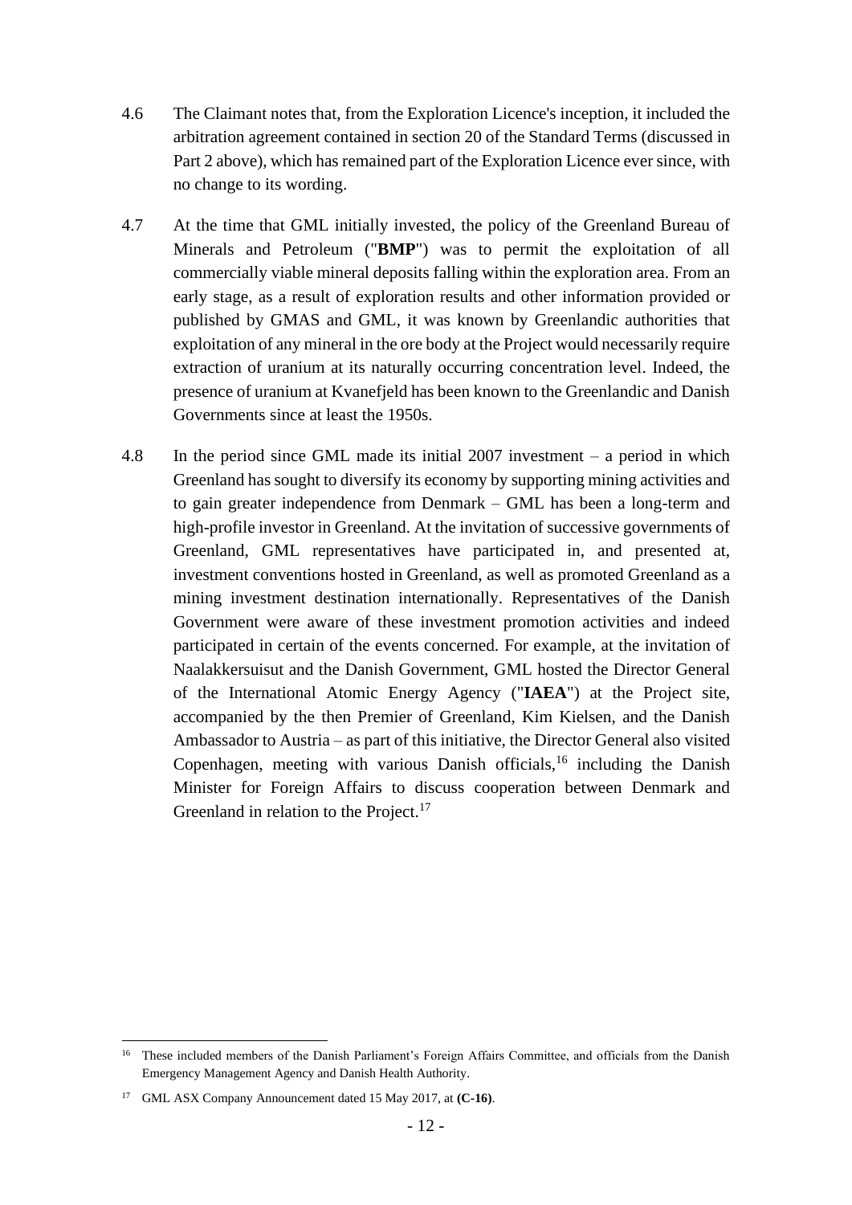4.6 The Claimant notes that, from the Exploration Licence's inception, it included the arbitration agreement contained in section 20 of the Standard Terms (discussed in Part 2 above), which has remained part of the Exploration Licence ever since, with no change to its wording.

4.7 At the time that GML initially invested, the policy of the Greenland Bureau of Minerals and Petroleum ("**BMP**") was to permit the exploitation of all commercially viable mineral deposits falling within the exploration area. From an early stage, as a result of exploration results and other information provided or published by GMAS and GML, it was known by Greenlandic authorities that exploitation of any mineral in the ore body at the Project would necessarily require extraction of uranium at its naturally occurring concentration level. Indeed, the presence of uranium at Kvanefjeld has been known to the Greenlandic and Danish Governments since at least the 1950s.

4.8 In the period since GML made its initial 2007 investment – a period in which Greenland has sought to diversify its economy by supporting mining activities and to gain greater independence from Denmark – GML has been a long-term and high-profile investor in Greenland. At the invitation of successive governments of Greenland, GML representatives have participated in, and presented at, investment conventions hosted in Greenland, as well as promoted Greenland as a mining investment destination internationally. Representatives of the Danish Government were aware of these investment promotion activities and indeed participated in certain of the events concerned. For example, at the invitation of Naalakkersuisut and the Danish Government, GML hosted the Director General of the International Atomic Energy Agency ("**IAEA**") at the Project site, accompanied by the then Premier of Greenland, Kim Kielsen, and the Danish Ambassador to Austria – as part of this initiative, the Director General also visited Copenhagen, meeting with various Danish officials,[16] including the Danish Minister for Foreign Affairs to discuss cooperation between Denmark and Greenland in relation to the Project.[17]

---

[16] These included members of the Danish Parliament's Foreign Affairs Committee, and officials from the Danish Emergency Management Agency and Danish Health Authority.

[17] GML ASX Company Announcement dated 15 May 2017, at **(C-16)**.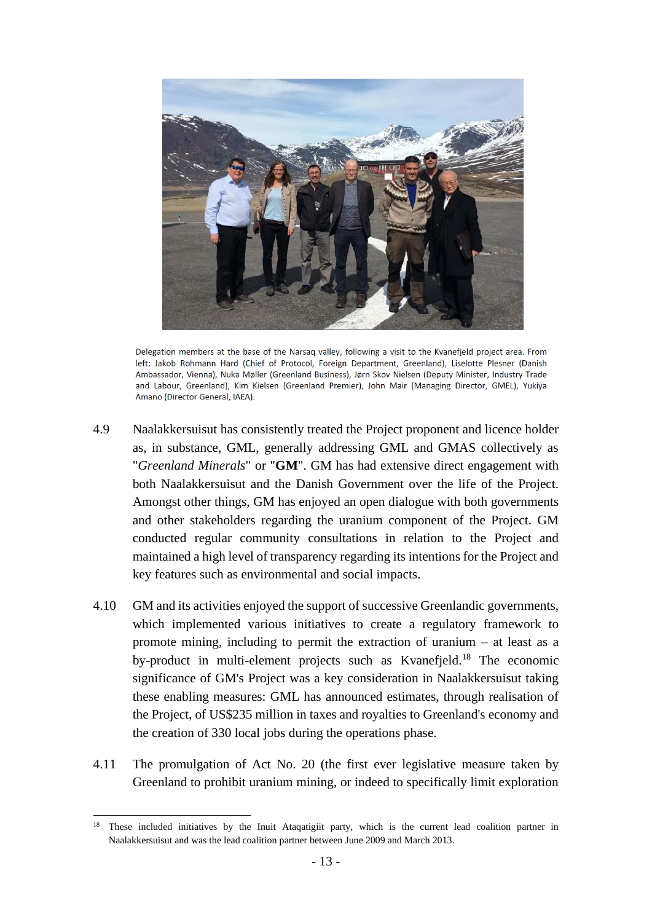Delegation members at the base of the Narsaq valley, following a visit to the Kvanefjeld project area. From left: Jakob Rohmann Hard (Chief of Protocol, Foreign Department, Greenland), Liselotte Plesner (Danish Ambassador, Vienna), Nuka Møller (Greenland Business), Jørn Skov Nielsen (Deputy Minister, Industry Trade and Labour, Greenland), Kim Kielsen (Greenland Premier), John Mair (Managing Director, GMEL), Yukiya Amano (Director General, IAEA).

4.9 Naalakkersuisut has consistently treated the Project proponent and licence holder as, in substance, GML, generally addressing GML and GMAS collectively as "*Greenland Minerals*" or "**GM**". GM has had extensive direct engagement with both Naalakkersuisut and the Danish Government over the life of the Project. Amongst other things, GM has enjoyed an open dialogue with both governments and other stakeholders regarding the uranium component of the Project. GM conducted regular community consultations in relation to the Project and maintained a high level of transparency regarding its intentions for the Project and key features such as environmental and social impacts.

4.10 GM and its activities enjoyed the support of successive Greenlandic governments, which implemented various initiatives to create a regulatory framework to promote mining, including to permit the extraction of uranium – at least as a by-product in multi-element projects such as Kvanefjeld.[18] The economic significance of GM's Project was a key consideration in Naalakkersuisut taking these enabling measures: GML has announced estimates, through realisation of the Project, of US$235 million in taxes and royalties to Greenland's economy and the creation of 330 local jobs during the operations phase.

4.11 The promulgation of Act No. 20 (the first ever legislative measure taken by Greenland to prohibit uranium mining, or indeed to specifically limit exploration

[18] These included initiatives by the Inuit Ataqatigiit party, which is the current lead coalition partner in Naalakkersuisut and was the lead coalition partner between June 2009 and March 2013.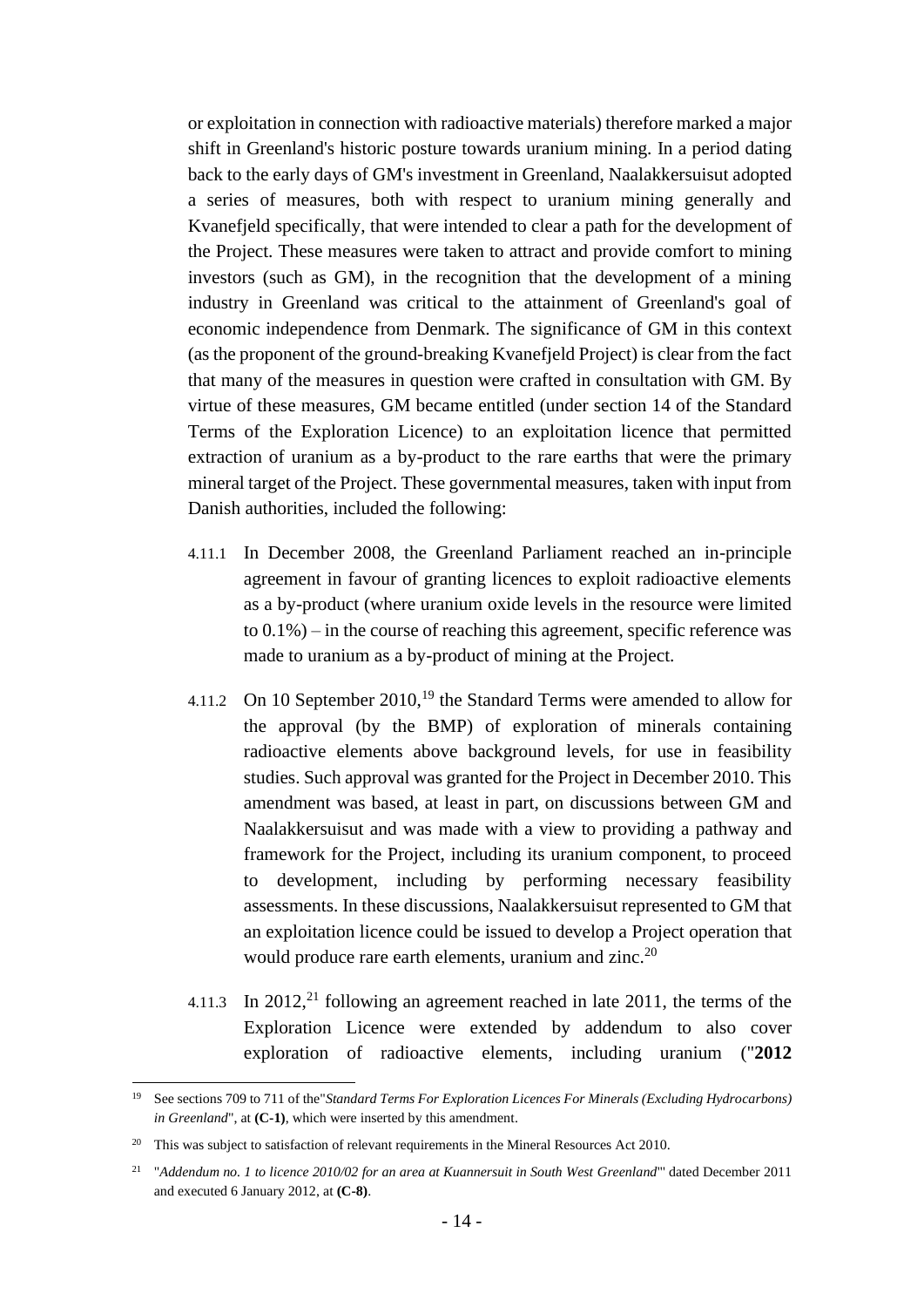or exploitation in connection with radioactive materials) therefore marked a major shift in Greenland's historic posture towards uranium mining. In a period dating back to the early days of GM's investment in Greenland, Naalakkersuisut adopted a series of measures, both with respect to uranium mining generally and Kvanefjeld specifically, that were intended to clear a path for the development of the Project. These measures were taken to attract and provide comfort to mining investors (such as GM), in the recognition that the development of a mining industry in Greenland was critical to the attainment of Greenland's goal of economic independence from Denmark. The significance of GM in this context (as the proponent of the ground-breaking Kvanefjeld Project) is clear from the fact that many of the measures in question were crafted in consultation with GM. By virtue of these measures, GM became entitled (under section 14 of the Standard Terms of the Exploration Licence) to an exploitation licence that permitted extraction of uranium as a by-product to the rare earths that were the primary mineral target of the Project. These governmental measures, taken with input from Danish authorities, included the following:

4.11.1 In December 2008, the Greenland Parliament reached an in-principle agreement in favour of granting licences to exploit radioactive elements as a by-product (where uranium oxide levels in the resource were limited to 0.1%) – in the course of reaching this agreement, specific reference was made to uranium as a by-product of mining at the Project.

4.11.2 On 10 September 2010,[19] the Standard Terms were amended to allow for the approval (by the BMP) of exploration of minerals containing radioactive elements above background levels, for use in feasibility studies. Such approval was granted for the Project in December 2010. This amendment was based, at least in part, on discussions between GM and Naalakkersuisut and was made with a view to providing a pathway and framework for the Project, including its uranium component, to proceed to development, including by performing necessary feasibility assessments. In these discussions, Naalakkersuisut represented to GM that an exploitation licence could be issued to develop a Project operation that would produce rare earth elements, uranium and zinc.[20]

4.11.3 In 2012,[21] following an agreement reached in late 2011, the terms of the Exploration Licence were extended by addendum to also cover exploration of radioactive elements, including uranium ("**2012**

---

[19] See sections 709 to 711 of the"*Standard Terms For Exploration Licences For Minerals (Excluding Hydrocarbons) in Greenland*", at **(C-1)**, which were inserted by this amendment.

[20] This was subject to satisfaction of relevant requirements in the Mineral Resources Act 2010.

[21] "*Addendum no. 1 to licence 2010/02 for an area at Kuannersuit in South West Greenland*"' dated December 2011 and executed 6 January 2012, at **(C-8)**.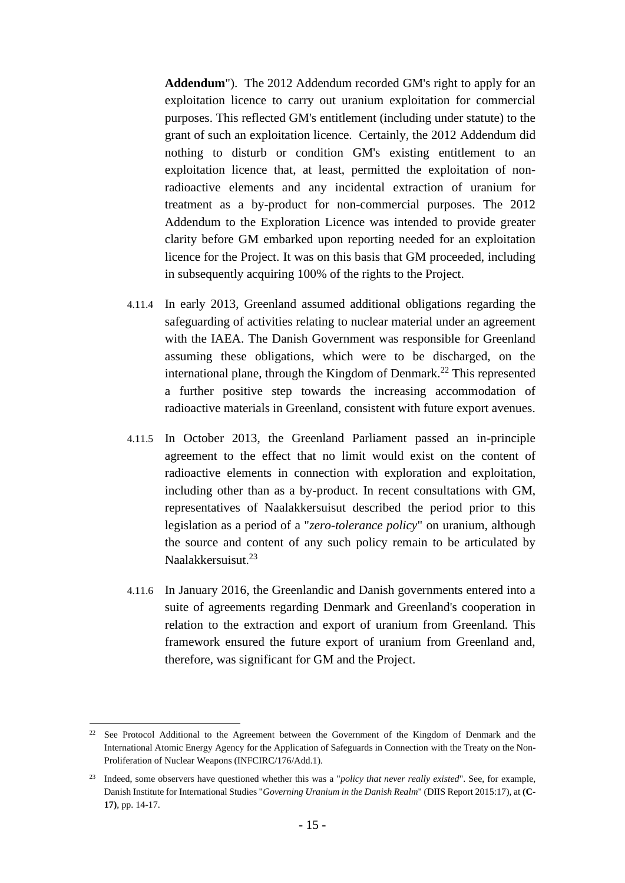**Addendum**"). The 2012 Addendum recorded GM's right to apply for an exploitation licence to carry out uranium exploitation for commercial purposes. This reflected GM's entitlement (including under statute) to the grant of such an exploitation licence. Certainly, the 2012 Addendum did nothing to disturb or condition GM's existing entitlement to an exploitation licence that, at least, permitted the exploitation of non-radioactive elements and any incidental extraction of uranium for treatment as a by-product for non-commercial purposes. The 2012 Addendum to the Exploration Licence was intended to provide greater clarity before GM embarked upon reporting needed for an exploitation licence for the Project. It was on this basis that GM proceeded, including in subsequently acquiring 100% of the rights to the Project.

4.11.4 In early 2013, Greenland assumed additional obligations regarding the safeguarding of activities relating to nuclear material under an agreement with the IAEA. The Danish Government was responsible for Greenland assuming these obligations, which were to be discharged, on the international plane, through the Kingdom of Denmark.[22] This represented a further positive step towards the increasing accommodation of radioactive materials in Greenland, consistent with future export avenues.

4.11.5 In October 2013, the Greenland Parliament passed an in-principle agreement to the effect that no limit would exist on the content of radioactive elements in connection with exploration and exploitation, including other than as a by-product. In recent consultations with GM, representatives of Naalakkersuisut described the period prior to this legislation as a period of a "*zero-tolerance policy*" on uranium, although the source and content of any such policy remain to be articulated by Naalakkersuisut.[23]

4.11.6 In January 2016, the Greenlandic and Danish governments entered into a suite of agreements regarding Denmark and Greenland's cooperation in relation to the extraction and export of uranium from Greenland. This framework ensured the future export of uranium from Greenland and, therefore, was significant for GM and the Project.

---

[22] See Protocol Additional to the Agreement between the Government of the Kingdom of Denmark and the International Atomic Energy Agency for the Application of Safeguards in Connection with the Treaty on the Non-Proliferation of Nuclear Weapons (INFCIRC/176/Add.1).

[23] Indeed, some observers have questioned whether this was a "*policy that never really existed*". See, for example, Danish Institute for International Studies "*Governing Uranium in the Danish Realm*" (DIIS Report 2015:17), at **(C-17)**, pp. 14-17.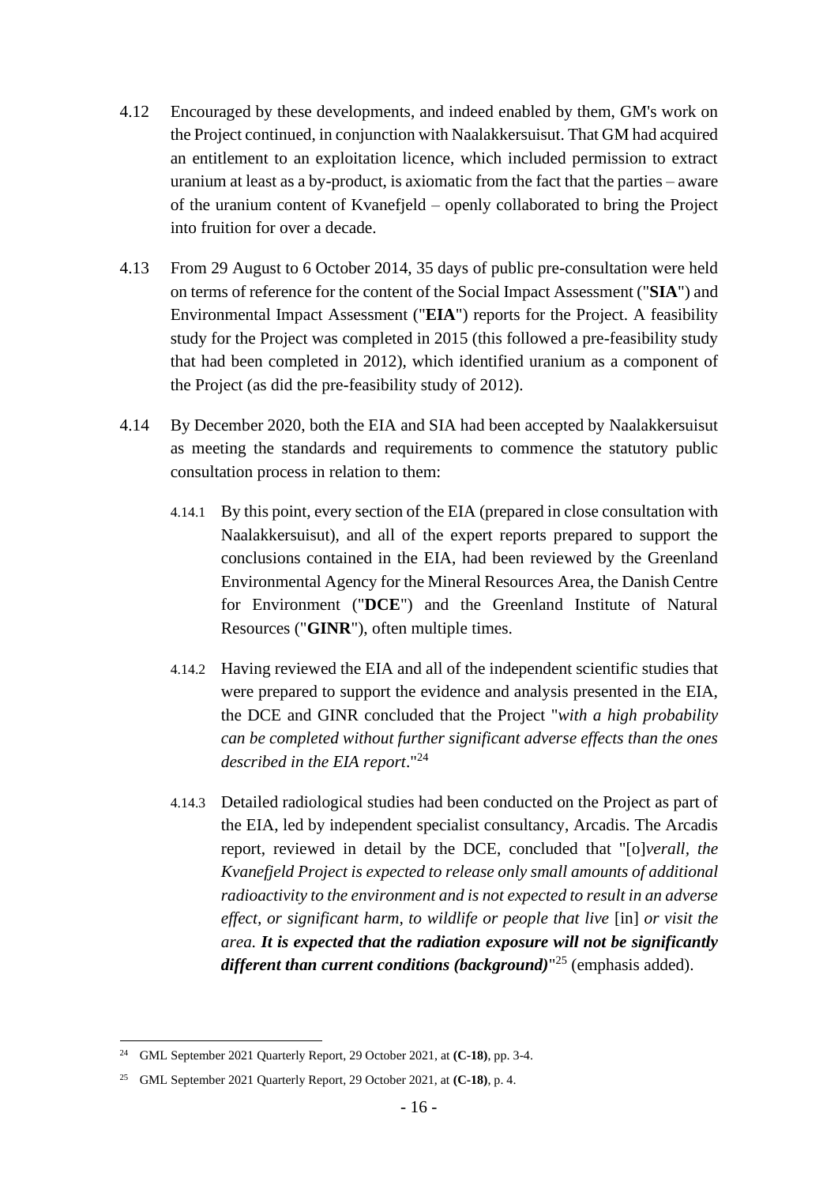4.12 Encouraged by these developments, and indeed enabled by them, GM's work on the Project continued, in conjunction with Naalakkersuisut. That GM had acquired an entitlement to an exploitation licence, which included permission to extract uranium at least as a by-product, is axiomatic from the fact that the parties – aware of the uranium content of Kvanefjeld – openly collaborated to bring the Project into fruition for over a decade.

4.13 From 29 August to 6 October 2014, 35 days of public pre-consultation were held on terms of reference for the content of the Social Impact Assessment ("**SIA**") and Environmental Impact Assessment ("**EIA**") reports for the Project. A feasibility study for the Project was completed in 2015 (this followed a pre-feasibility study that had been completed in 2012), which identified uranium as a component of the Project (as did the pre-feasibility study of 2012).

4.14 By December 2020, both the EIA and SIA had been accepted by Naalakkersuisut as meeting the standards and requirements to commence the statutory public consultation process in relation to them:

4.14.1 By this point, every section of the EIA (prepared in close consultation with Naalakkersuisut), and all of the expert reports prepared to support the conclusions contained in the EIA, had been reviewed by the Greenland Environmental Agency for the Mineral Resources Area, the Danish Centre for Environment ("**DCE**") and the Greenland Institute of Natural Resources ("**GINR**"), often multiple times.

4.14.2 Having reviewed the EIA and all of the independent scientific studies that were prepared to support the evidence and analysis presented in the EIA, the DCE and GINR concluded that the Project "*with a high probability can be completed without further significant adverse effects than the ones described in the EIA report*."[24]

4.14.3 Detailed radiological studies had been conducted on the Project as part of the EIA, led by independent specialist consultancy, Arcadis. The Arcadis report, reviewed in detail by the DCE, concluded that "[o]*verall, the Kvanefjeld Project is expected to release only small amounts of additional radioactivity to the environment and is not expected to result in an adverse effect, or significant harm, to wildlife or people that live* [in] *or visit the area.* ***It is expected that the radiation exposure will not be significantly different than current conditions (background)***"[25] (emphasis added).

---

[24] GML September 2021 Quarterly Report, 29 October 2021, at **(C-18)**, pp. 3-4.

[25] GML September 2021 Quarterly Report, 29 October 2021, at **(C-18)**, p. 4.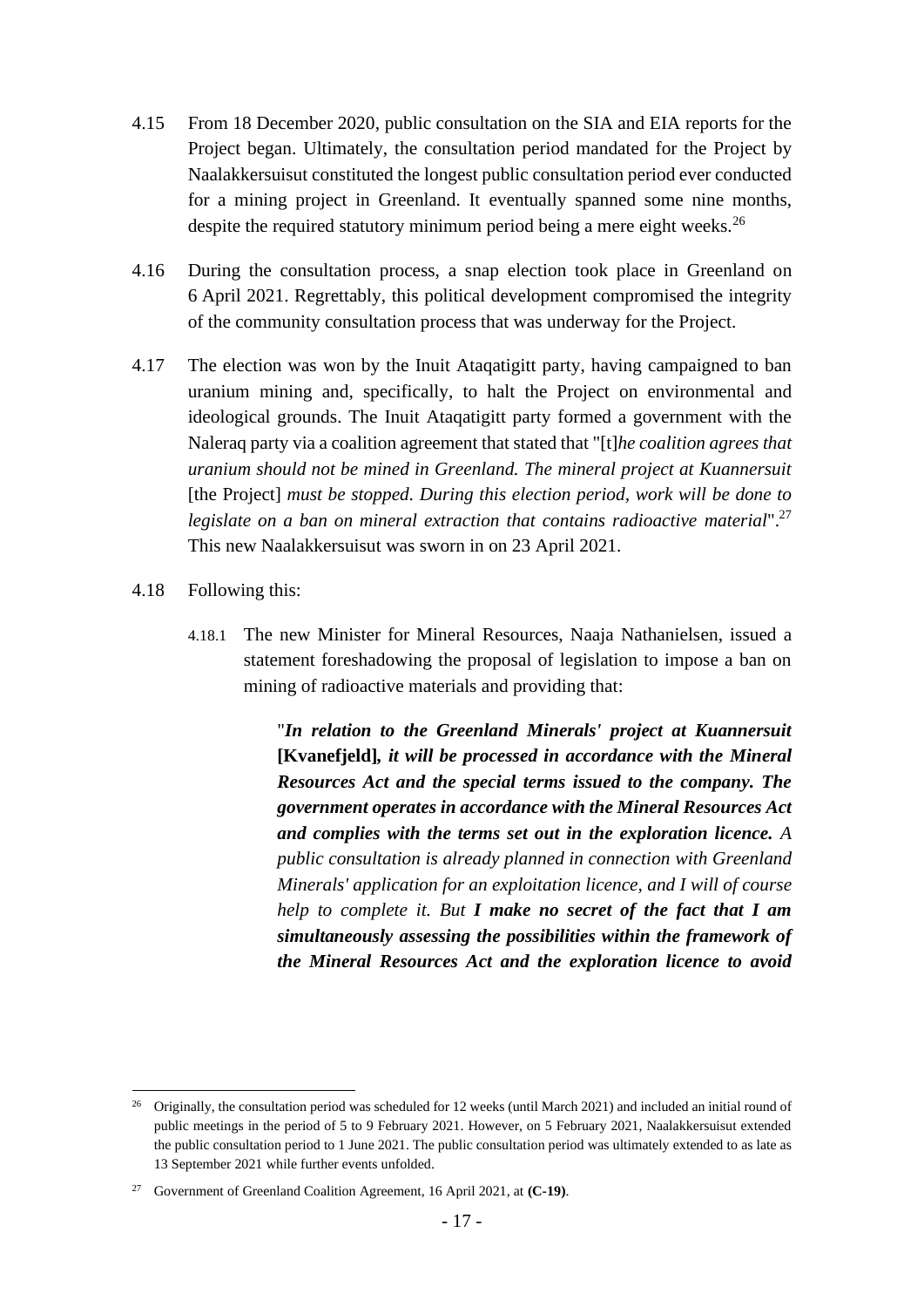4.15 From 18 December 2020, public consultation on the SIA and EIA reports for the Project began. Ultimately, the consultation period mandated for the Project by Naalakkersuisut constituted the longest public consultation period ever conducted for a mining project in Greenland. It eventually spanned some nine months, despite the required statutory minimum period being a mere eight weeks.[26]

4.16 During the consultation process, a snap election took place in Greenland on 6 April 2021. Regrettably, this political development compromised the integrity of the community consultation process that was underway for the Project.

4.17 The election was won by the Inuit Ataqatigitt party, having campaigned to ban uranium mining and, specifically, to halt the Project on environmental and ideological grounds. The Inuit Ataqatigitt party formed a government with the Naleraq party via a coalition agreement that stated that "[t]*he coalition agrees that uranium should not be mined in Greenland. The mineral project at Kuannersuit* [the Project] *must be stopped. During this election period, work will be done to legislate on a ban on mineral extraction that contains radioactive material*".[27] This new Naalakkersuisut was sworn in on 23 April 2021.

4.18 Following this:

4.18.1 The new Minister for Mineral Resources, Naaja Nathanielsen, issued a statement foreshadowing the proposal of legislation to impose a ban on mining of radioactive materials and providing that:

> "***In relation to the Greenland Minerals' project at Kuannersuit* [Kvanefjeld]*, it will be processed in accordance with the Mineral Resources Act and the special terms issued to the company. The government operates in accordance with the Mineral Resources Act and complies with the terms set out in the exploration licence.*** *A public consultation is already planned in connection with Greenland Minerals' application for an exploitation licence, and I will of course help to complete it. But* ***I make no secret of the fact that I am simultaneously assessing the possibilities within the framework of the Mineral Resources Act and the exploration licence to avoid***

---

[26] Originally, the consultation period was scheduled for 12 weeks (until March 2021) and included an initial round of public meetings in the period of 5 to 9 February 2021. However, on 5 February 2021, Naalakkersuisut extended the public consultation period to 1 June 2021. The public consultation period was ultimately extended to as late as 13 September 2021 while further events unfolded.

[27] Government of Greenland Coalition Agreement, 16 April 2021, at **(C-19)**.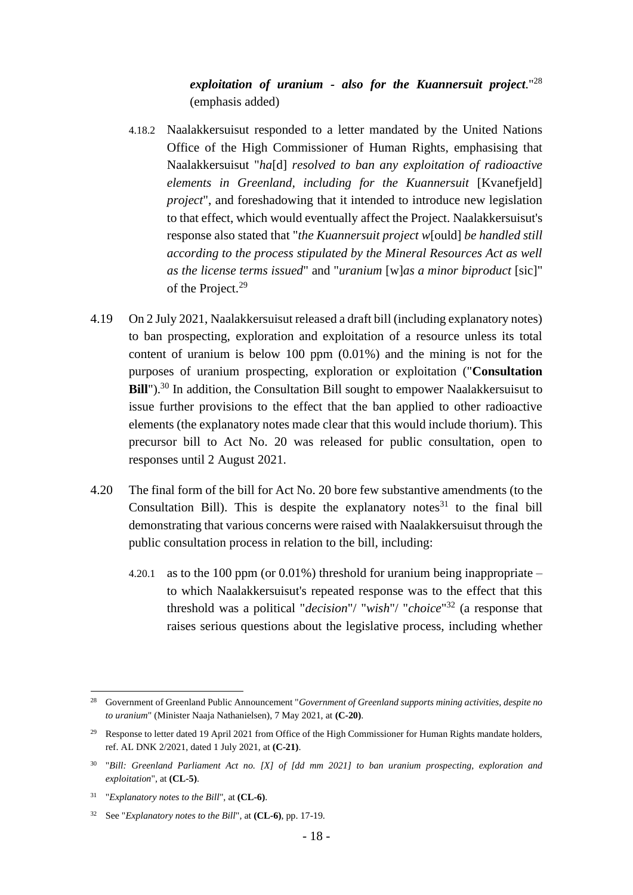***exploitation of uranium - also for the Kuannersuit project**.*"[28] (emphasis added)

4.18.2 Naalakkersuisut responded to a letter mandated by the United Nations Office of the High Commissioner of Human Rights, emphasising that Naalakkersuisut "*ha*[d] *resolved to ban any exploitation of radioactive elements in Greenland, including for the Kuannersuit* [Kvanefjeld] *project*", and foreshadowing that it intended to introduce new legislation to that effect, which would eventually affect the Project. Naalakkersuisut's response also stated that "*the Kuannersuit project w*[ould] *be handled still according to the process stipulated by the Mineral Resources Act as well as the license terms issued*" and "*uranium* [w]*as a minor biproduct* [sic]" of the Project.[29]

4.19 On 2 July 2021, Naalakkersuisut released a draft bill (including explanatory notes) to ban prospecting, exploration and exploitation of a resource unless its total content of uranium is below 100 ppm (0.01%) and the mining is not for the purposes of uranium prospecting, exploration or exploitation ("**Consultation Bill**").[30] In addition, the Consultation Bill sought to empower Naalakkersuisut to issue further provisions to the effect that the ban applied to other radioactive elements (the explanatory notes made clear that this would include thorium). This precursor bill to Act No. 20 was released for public consultation, open to responses until 2 August 2021.

4.20 The final form of the bill for Act No. 20 bore few substantive amendments (to the Consultation Bill). This is despite the explanatory notes[31] to the final bill demonstrating that various concerns were raised with Naalakkersuisut through the public consultation process in relation to the bill, including:

4.20.1 as to the 100 ppm (or 0.01%) threshold for uranium being inappropriate – to which Naalakkersuisut's repeated response was to the effect that this threshold was a political "*decision*"/ "*wish*"/ "*choice*"[32] (a response that raises serious questions about the legislative process, including whether

---

[28] Government of Greenland Public Announcement "*Government of Greenland supports mining activities, despite no to uranium*" (Minister Naaja Nathanielsen), 7 May 2021, at **(C-20)**.

[29] Response to letter dated 19 April 2021 from Office of the High Commissioner for Human Rights mandate holders, ref. AL DNK 2/2021, dated 1 July 2021, at **(C-21)**.

[30] "*Bill: Greenland Parliament Act no. [X] of [dd mm 2021] to ban uranium prospecting, exploration and exploitation*", at **(CL-5)**.

[31] "*Explanatory notes to the Bill*", at **(CL-6)**.

[32] See "*Explanatory notes to the Bill*", at **(CL-6)**, pp. 17-19.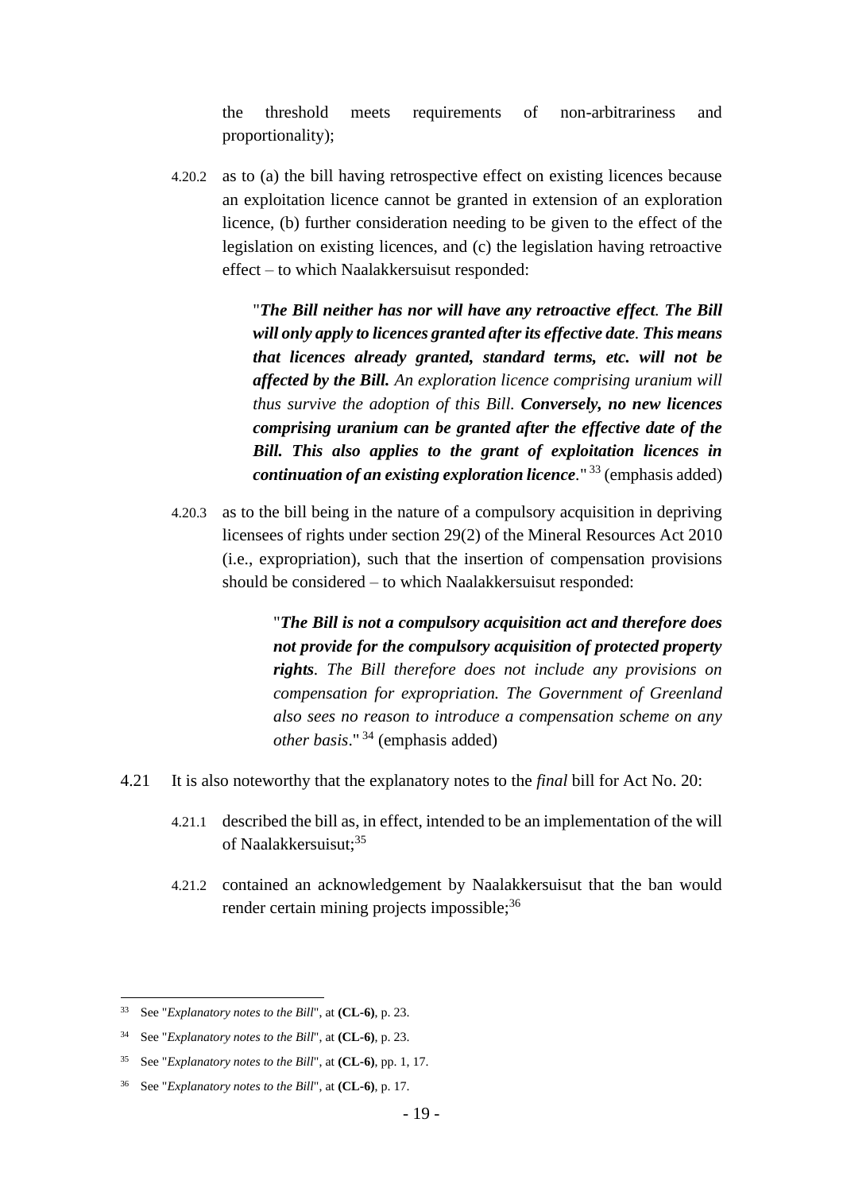the threshold meets requirements of non-arbitrariness and proportionality);

4.20.2 as to (a) the bill having retrospective effect on existing licences because an exploitation licence cannot be granted in extension of an exploration licence, (b) further consideration needing to be given to the effect of the legislation on existing licences, and (c) the legislation having retroactive effect – to which Naalakkersuisut responded:

> "***The Bill neither has nor will have any retroactive effect. The Bill will only apply to licences granted after its effective date. This means that licences already granted, standard terms, etc. will not be affected by the Bill.*** *An exploration licence comprising uranium will thus survive the adoption of this Bill.* ***Conversely, no new licences comprising uranium can be granted after the effective date of the Bill. This also applies to the grant of exploitation licences in continuation of an existing exploration licence***." [33] (emphasis added)

4.20.3 as to the bill being in the nature of a compulsory acquisition in depriving licensees of rights under section 29(2) of the Mineral Resources Act 2010 (i.e., expropriation), such that the insertion of compensation provisions should be considered – to which Naalakkersuisut responded:

> "***The Bill is not a compulsory acquisition act and therefore does not provide for the compulsory acquisition of protected property rights****. The Bill therefore does not include any provisions on compensation for expropriation. The Government of Greenland also sees no reason to introduce a compensation scheme on any other basis*." [34] (emphasis added)

4.21 It is also noteworthy that the explanatory notes to the *final* bill for Act No. 20:

4.21.1 described the bill as, in effect, intended to be an implementation of the will of Naalakkersuisut;[35]

4.21.2 contained an acknowledgement by Naalakkersuisut that the ban would render certain mining projects impossible;[36]

---

[33] See "*Explanatory notes to the Bill*", at **(CL-6)**, p. 23.

[34] See "*Explanatory notes to the Bill*", at **(CL-6)**, p. 23.

[35] See "*Explanatory notes to the Bill*", at **(CL-6)**, pp. 1, 17.

[36] See "*Explanatory notes to the Bill*", at **(CL-6)**, p. 17.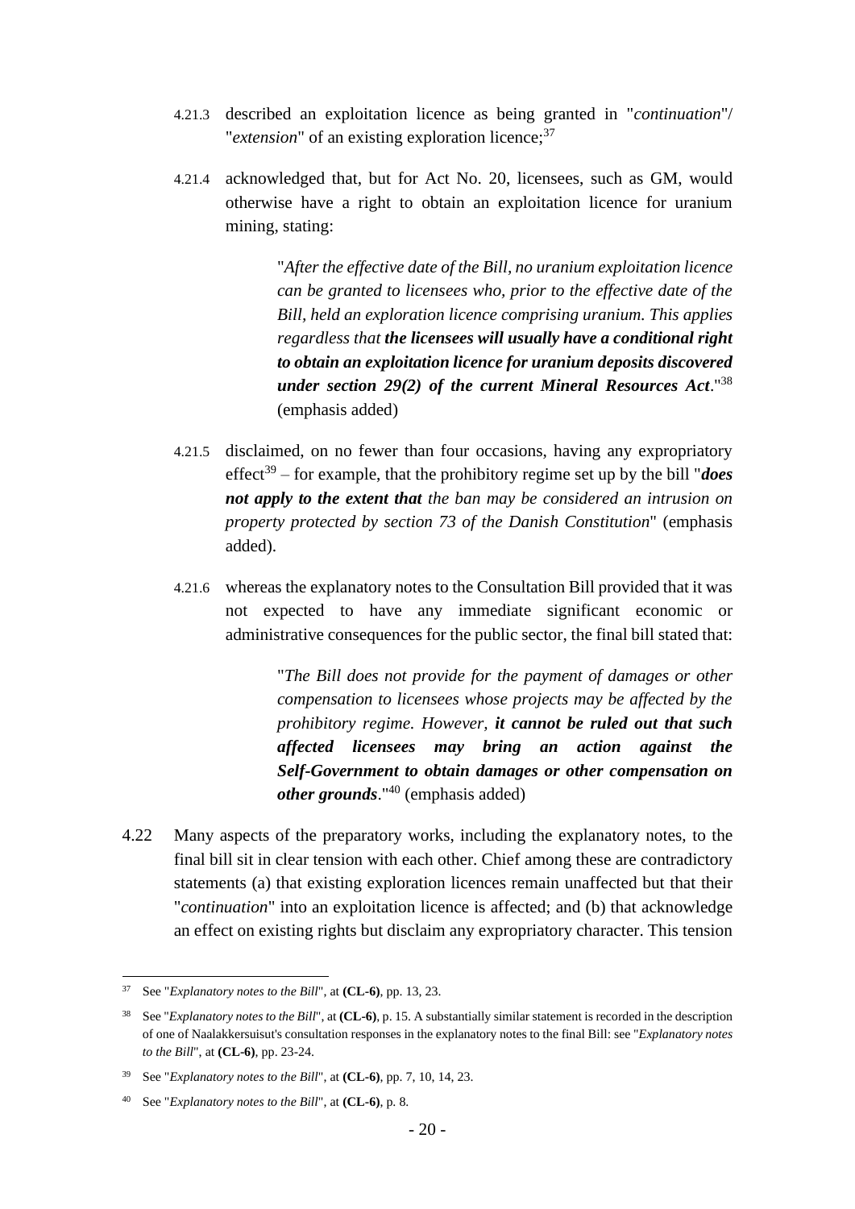4.21.3 described an exploitation licence as being granted in "*continuation*"/ "*extension*" of an existing exploration licence;[37]

4.21.4 acknowledged that, but for Act No. 20, licensees, such as GM, would otherwise have a right to obtain an exploitation licence for uranium mining, stating:

> "*After the effective date of the Bill, no uranium exploitation licence can be granted to licensees who, prior to the effective date of the Bill, held an exploration licence comprising uranium. This applies regardless that* ***the licensees will usually have a conditional right to obtain an exploitation licence for uranium deposits discovered under section 29(2) of the current Mineral Resources Act***."[38] (emphasis added)

4.21.5 disclaimed, on no fewer than four occasions, having any expropriatory effect[39] – for example, that the prohibitory regime set up by the bill "***does not apply to the extent that*** *the ban may be considered an intrusion on property protected by section 73 of the Danish Constitution*" (emphasis added).

4.21.6 whereas the explanatory notes to the Consultation Bill provided that it was not expected to have any immediate significant economic or administrative consequences for the public sector, the final bill stated that:

> "*The Bill does not provide for the payment of damages or other compensation to licensees whose projects may be affected by the prohibitory regime. However,* ***it cannot be ruled out that such affected licensees may bring an action against the Self-Government to obtain damages or other compensation on other grounds***."[40] (emphasis added)

4.22 Many aspects of the preparatory works, including the explanatory notes, to the final bill sit in clear tension with each other. Chief among these are contradictory statements (a) that existing exploration licences remain unaffected but that their "*continuation*" into an exploitation licence is affected; and (b) that acknowledge an effect on existing rights but disclaim any expropriatory character. This tension

---

[37] See "*Explanatory notes to the Bill*", at **(CL-6)**, pp. 13, 23.

[38] See "*Explanatory notes to the Bill*", at **(CL-6)**, p. 15. A substantially similar statement is recorded in the description of one of Naalakkersuisut's consultation responses in the explanatory notes to the final Bill: see "*Explanatory notes to the Bill*", at **(CL-6)**, pp. 23-24.

[39] See "*Explanatory notes to the Bill*", at **(CL-6)**, pp. 7, 10, 14, 23.

[40] See "*Explanatory notes to the Bill*", at **(CL-6)**, p. 8.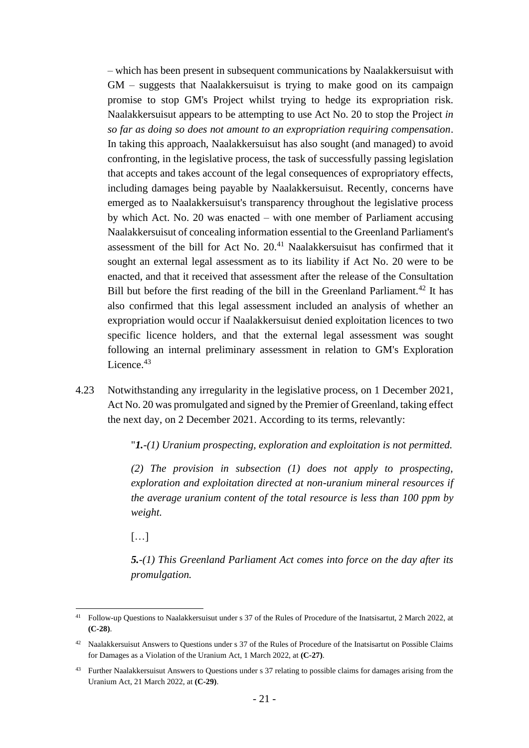– which has been present in subsequent communications by Naalakkersuisut with GM – suggests that Naalakkersuisut is trying to make good on its campaign promise to stop GM's Project whilst trying to hedge its expropriation risk. Naalakkersuisut appears to be attempting to use Act No. 20 to stop the Project *in so far as doing so does not amount to an expropriation requiring compensation*. In taking this approach, Naalakkersuisut has also sought (and managed) to avoid confronting, in the legislative process, the task of successfully passing legislation that accepts and takes account of the legal consequences of expropriatory effects, including damages being payable by Naalakkersuisut. Recently, concerns have emerged as to Naalakkersuisut's transparency throughout the legislative process by which Act. No. 20 was enacted – with one member of Parliament accusing Naalakkersuisut of concealing information essential to the Greenland Parliament's assessment of the bill for Act No. 20.[41] Naalakkersuisut has confirmed that it sought an external legal assessment as to its liability if Act No. 20 were to be enacted, and that it received that assessment after the release of the Consultation Bill but before the first reading of the bill in the Greenland Parliament.[42] It has also confirmed that this legal assessment included an analysis of whether an expropriation would occur if Naalakkersuisut denied exploitation licences to two specific licence holders, and that the external legal assessment was sought following an internal preliminary assessment in relation to GM's Exploration Licence.[43]

4.23 Notwithstanding any irregularity in the legislative process, on 1 December 2021, Act No. 20 was promulgated and signed by the Premier of Greenland, taking effect the next day, on 2 December 2021. According to its terms, relevantly:

> "***1.***-*(1) Uranium prospecting, exploration and exploitation is not permitted.*
>
> *(2) The provision in subsection (1) does not apply to prospecting, exploration and exploitation directed at non-uranium mineral resources if the average uranium content of the total resource is less than 100 ppm by weight.*
>
> […]
>
> ***5.***-*(1) This Greenland Parliament Act comes into force on the day after its promulgation.*

---

[41] Follow-up Questions to Naalakkersuisut under s 37 of the Rules of Procedure of the Inatsisartut, 2 March 2022, at **(C-28)**.

[42] Naalakkersuisut Answers to Questions under s 37 of the Rules of Procedure of the Inatsisartut on Possible Claims for Damages as a Violation of the Uranium Act, 1 March 2022, at **(C-27)**.

[43] Further Naalakkersuisut Answers to Questions under s 37 relating to possible claims for damages arising from the Uranium Act, 21 March 2022, at **(C-29)**.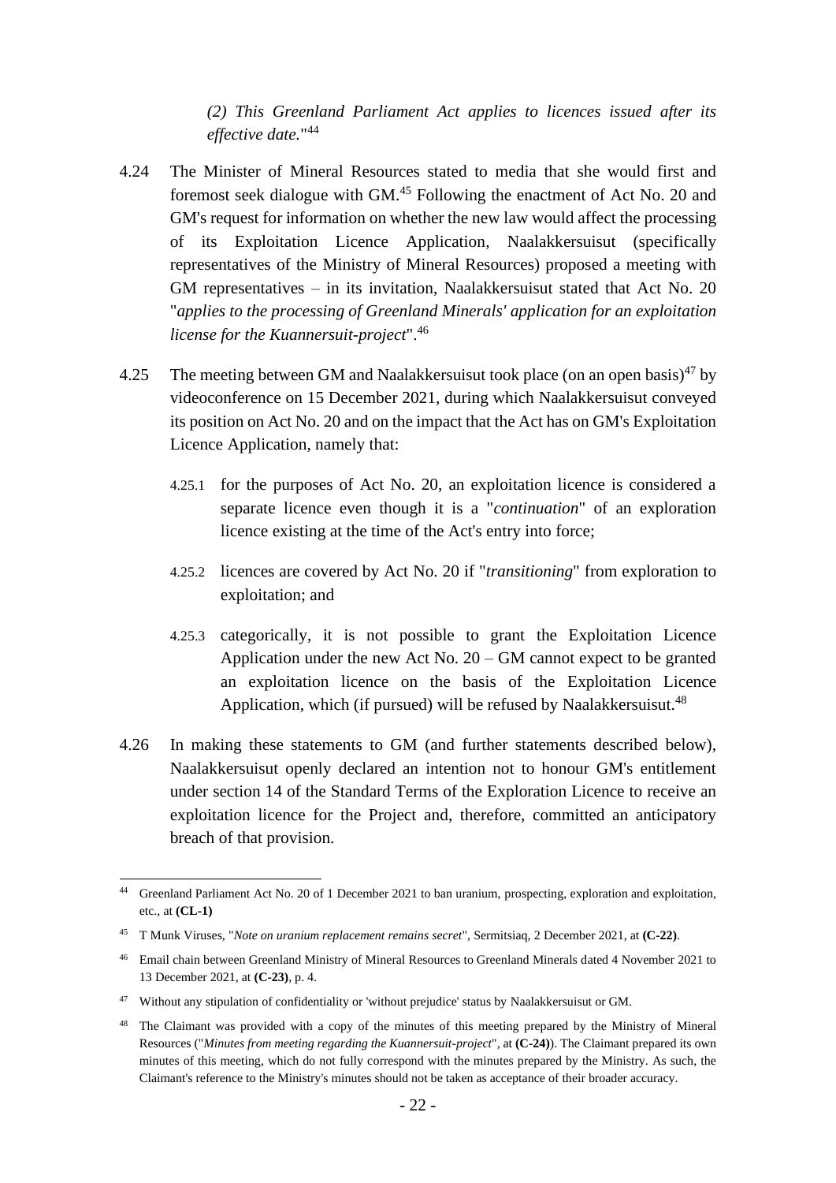*(2) This Greenland Parliament Act applies to licences issued after its effective date.*"[44]

4.24 The Minister of Mineral Resources stated to media that she would first and foremost seek dialogue with GM.[45] Following the enactment of Act No. 20 and GM's request for information on whether the new law would affect the processing of its Exploitation Licence Application, Naalakkersuisut (specifically representatives of the Ministry of Mineral Resources) proposed a meeting with GM representatives – in its invitation, Naalakkersuisut stated that Act No. 20 "*applies to the processing of Greenland Minerals' application for an exploitation license for the Kuannersuit-project*".[46]

4.25 The meeting between GM and Naalakkersuisut took place (on an open basis)[47] by videoconference on 15 December 2021, during which Naalakkersuisut conveyed its position on Act No. 20 and on the impact that the Act has on GM's Exploitation Licence Application, namely that:

4.25.1 for the purposes of Act No. 20, an exploitation licence is considered a separate licence even though it is a "*continuation*" of an exploration licence existing at the time of the Act's entry into force;

4.25.2 licences are covered by Act No. 20 if "*transitioning*" from exploration to exploitation; and

4.25.3 categorically, it is not possible to grant the Exploitation Licence Application under the new Act No. 20 – GM cannot expect to be granted an exploitation licence on the basis of the Exploitation Licence Application, which (if pursued) will be refused by Naalakkersuisut.[48]

4.26 In making these statements to GM (and further statements described below), Naalakkersuisut openly declared an intention not to honour GM's entitlement under section 14 of the Standard Terms of the Exploration Licence to receive an exploitation licence for the Project and, therefore, committed an anticipatory breach of that provision.

---

[44] Greenland Parliament Act No. 20 of 1 December 2021 to ban uranium, prospecting, exploration and exploitation, etc., at **(CL-1)**

[45] T Munk Viruses, "*Note on uranium replacement remains secret*", Sermitsiaq, 2 December 2021, at **(C-22)**.

[46] Email chain between Greenland Ministry of Mineral Resources to Greenland Minerals dated 4 November 2021 to 13 December 2021, at **(C-23)**, p. 4.

[47] Without any stipulation of confidentiality or 'without prejudice' status by Naalakkersuisut or GM.

[48] The Claimant was provided with a copy of the minutes of this meeting prepared by the Ministry of Mineral Resources ("*Minutes from meeting regarding the Kuannersuit-project*", at **(C-24)**). The Claimant prepared its own minutes of this meeting, which do not fully correspond with the minutes prepared by the Ministry. As such, the Claimant's reference to the Ministry's minutes should not be taken as acceptance of their broader accuracy.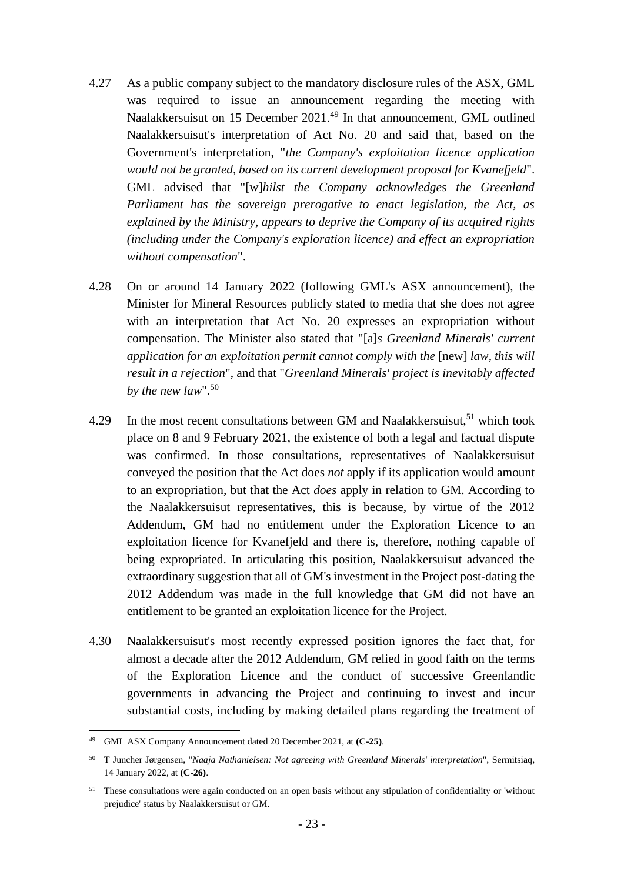4.27 As a public company subject to the mandatory disclosure rules of the ASX, GML was required to issue an announcement regarding the meeting with Naalakkersuisut on 15 December 2021.[49] In that announcement, GML outlined Naalakkersuisut's interpretation of Act No. 20 and said that, based on the Government's interpretation, "*the Company's exploitation licence application would not be granted, based on its current development proposal for Kvanefjeld*". GML advised that "[w]*hilst the Company acknowledges the Greenland Parliament has the sovereign prerogative to enact legislation, the Act, as explained by the Ministry, appears to deprive the Company of its acquired rights (including under the Company's exploration licence) and effect an expropriation without compensation*".

4.28 On or around 14 January 2022 (following GML's ASX announcement), the Minister for Mineral Resources publicly stated to media that she does not agree with an interpretation that Act No. 20 expresses an expropriation without compensation. The Minister also stated that "[a]*s Greenland Minerals' current application for an exploitation permit cannot comply with the* [new] *law, this will result in a rejection*", and that "*Greenland Minerals' project is inevitably affected by the new law*".[50]

4.29 In the most recent consultations between GM and Naalakkersuisut,[51] which took place on 8 and 9 February 2021, the existence of both a legal and factual dispute was confirmed. In those consultations, representatives of Naalakkersuisut conveyed the position that the Act does *not* apply if its application would amount to an expropriation, but that the Act *does* apply in relation to GM. According to the Naalakkersuisut representatives, this is because, by virtue of the 2012 Addendum, GM had no entitlement under the Exploration Licence to an exploitation licence for Kvanefjeld and there is, therefore, nothing capable of being expropriated. In articulating this position, Naalakkersuisut advanced the extraordinary suggestion that all of GM's investment in the Project post-dating the 2012 Addendum was made in the full knowledge that GM did not have an entitlement to be granted an exploitation licence for the Project.

4.30 Naalakkersuisut's most recently expressed position ignores the fact that, for almost a decade after the 2012 Addendum, GM relied in good faith on the terms of the Exploration Licence and the conduct of successive Greenlandic governments in advancing the Project and continuing to invest and incur substantial costs, including by making detailed plans regarding the treatment of

---

[49] GML ASX Company Announcement dated 20 December 2021, at **(C-25)**.

[50] T Juncher Jørgensen, "*Naaja Nathanielsen: Not agreeing with Greenland Minerals' interpretation*", Sermitsiaq, 14 January 2022, at **(C-26)**.

[51] These consultations were again conducted on an open basis without any stipulation of confidentiality or 'without prejudice' status by Naalakkersuisut or GM.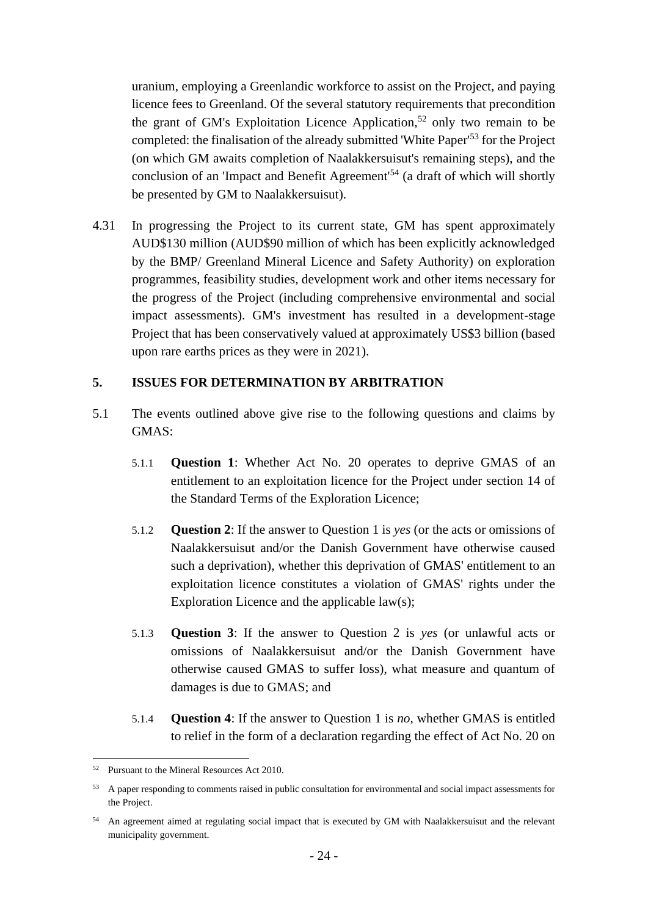uranium, employing a Greenlandic workforce to assist on the Project, and paying licence fees to Greenland. Of the several statutory requirements that precondition the grant of GM's Exploitation Licence Application,[52] only two remain to be completed: the finalisation of the already submitted 'White Paper'[53] for the Project (on which GM awaits completion of Naalakkersuisut's remaining steps), and the conclusion of an 'Impact and Benefit Agreement'[54] (a draft of which will shortly be presented by GM to Naalakkersuisut).

4.31 In progressing the Project to its current state, GM has spent approximately AUD$130 million (AUD$90 million of which has been explicitly acknowledged by the BMP/ Greenland Mineral Licence and Safety Authority) on exploration programmes, feasibility studies, development work and other items necessary for the progress of the Project (including comprehensive environmental and social impact assessments). GM's investment has resulted in a development-stage Project that has been conservatively valued at approximately US$3 billion (based upon rare earths prices as they were in 2021).

## 5. ISSUES FOR DETERMINATION BY ARBITRATION

5.1 The events outlined above give rise to the following questions and claims by GMAS:

5.1.1 **Question 1**: Whether Act No. 20 operates to deprive GMAS of an entitlement to an exploitation licence for the Project under section 14 of the Standard Terms of the Exploration Licence;

5.1.2 **Question 2**: If the answer to Question 1 is *yes* (or the acts or omissions of Naalakkersuisut and/or the Danish Government have otherwise caused such a deprivation), whether this deprivation of GMAS' entitlement to an exploitation licence constitutes a violation of GMAS' rights under the Exploration Licence and the applicable law(s);

5.1.3 **Question 3**: If the answer to Question 2 is *yes* (or unlawful acts or omissions of Naalakkersuisut and/or the Danish Government have otherwise caused GMAS to suffer loss), what measure and quantum of damages is due to GMAS; and

5.1.4 **Question 4**: If the answer to Question 1 is *no*, whether GMAS is entitled to relief in the form of a declaration regarding the effect of Act No. 20 on

---

[52] Pursuant to the Mineral Resources Act 2010.

[53] A paper responding to comments raised in public consultation for environmental and social impact assessments for the Project.

[54] An agreement aimed at regulating social impact that is executed by GM with Naalakkersuisut and the relevant municipality government.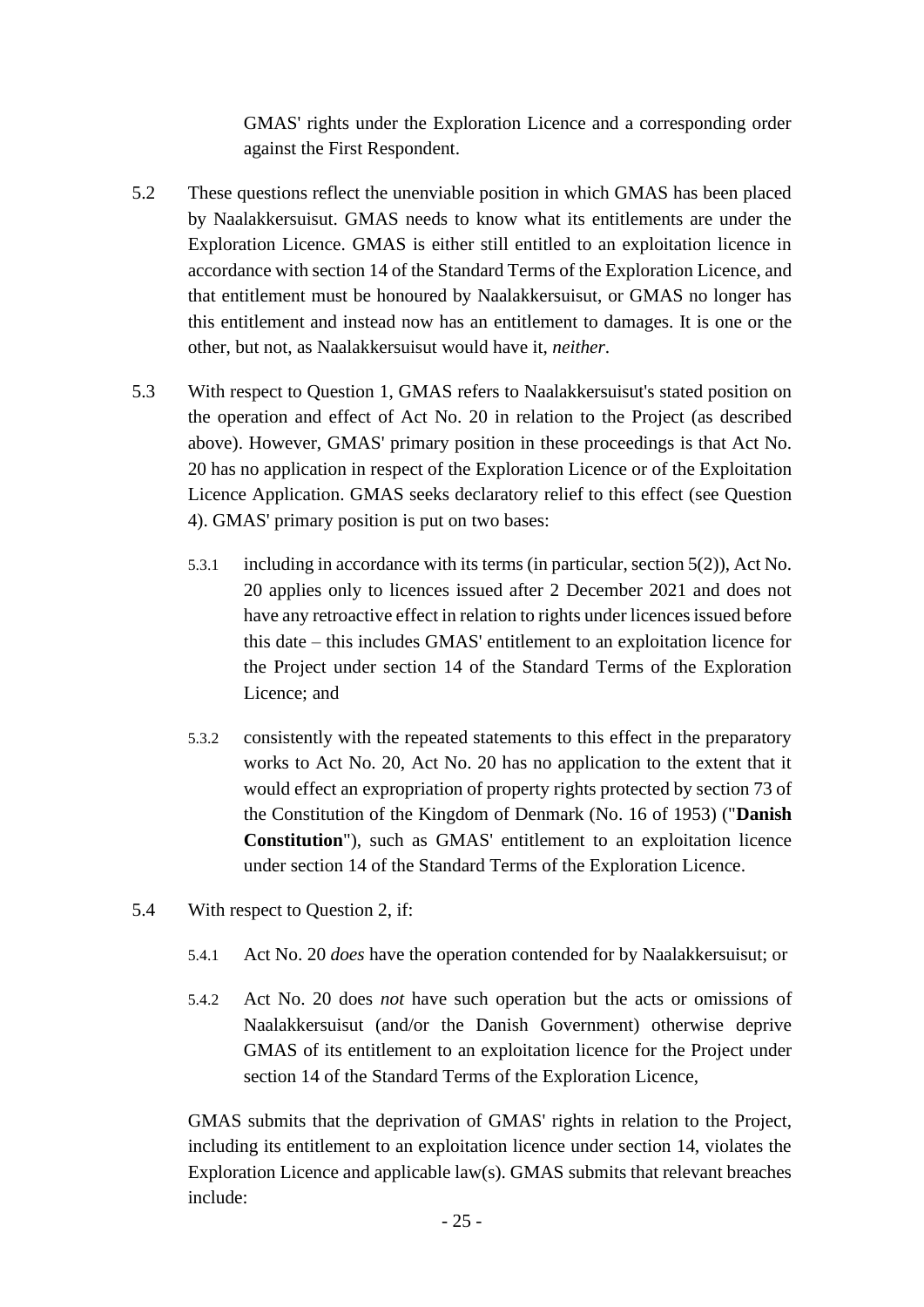GMAS' rights under the Exploration Licence and a corresponding order against the First Respondent.

5.2 These questions reflect the unenviable position in which GMAS has been placed by Naalakkersuisut. GMAS needs to know what its entitlements are under the Exploration Licence. GMAS is either still entitled to an exploitation licence in accordance with section 14 of the Standard Terms of the Exploration Licence, and that entitlement must be honoured by Naalakkersuisut, or GMAS no longer has this entitlement and instead now has an entitlement to damages. It is one or the other, but not, as Naalakkersuisut would have it, *neither*.

5.3 With respect to Question 1, GMAS refers to Naalakkersuisut's stated position on the operation and effect of Act No. 20 in relation to the Project (as described above). However, GMAS' primary position in these proceedings is that Act No. 20 has no application in respect of the Exploration Licence or of the Exploitation Licence Application. GMAS seeks declaratory relief to this effect (see Question 4). GMAS' primary position is put on two bases:

5.3.1 including in accordance with its terms (in particular, section 5(2)), Act No. 20 applies only to licences issued after 2 December 2021 and does not have any retroactive effect in relation to rights under licences issued before this date – this includes GMAS' entitlement to an exploitation licence for the Project under section 14 of the Standard Terms of the Exploration Licence; and

5.3.2 consistently with the repeated statements to this effect in the preparatory works to Act No. 20, Act No. 20 has no application to the extent that it would effect an expropriation of property rights protected by section 73 of the Constitution of the Kingdom of Denmark (No. 16 of 1953) ("**Danish Constitution**"), such as GMAS' entitlement to an exploitation licence under section 14 of the Standard Terms of the Exploration Licence.

5.4 With respect to Question 2, if:

5.4.1 Act No. 20 *does* have the operation contended for by Naalakkersuisut; or

5.4.2 Act No. 20 does *not* have such operation but the acts or omissions of Naalakkersuisut (and/or the Danish Government) otherwise deprive GMAS of its entitlement to an exploitation licence for the Project under section 14 of the Standard Terms of the Exploration Licence,

GMAS submits that the deprivation of GMAS' rights in relation to the Project, including its entitlement to an exploitation licence under section 14, violates the Exploration Licence and applicable law(s). GMAS submits that relevant breaches include: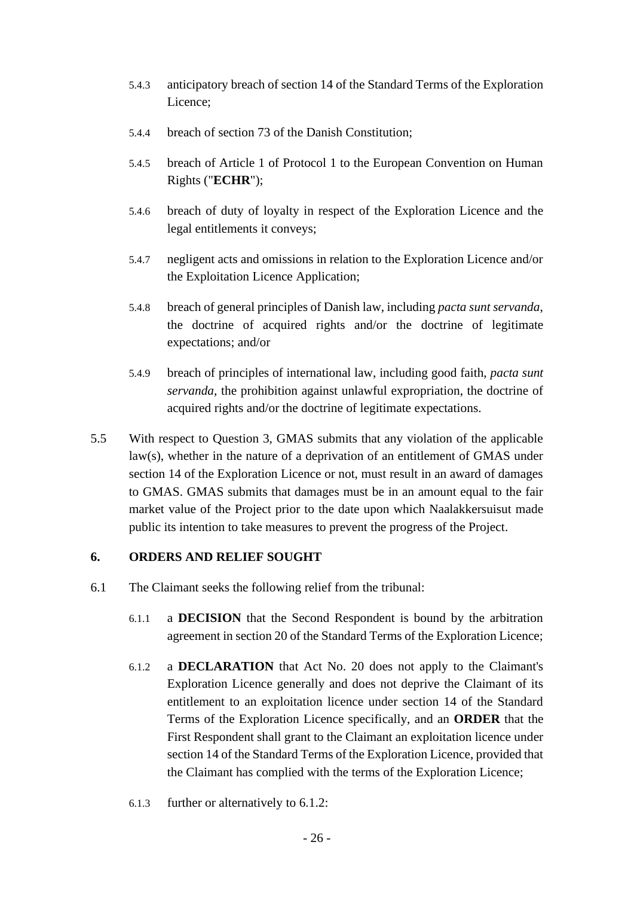5.4.3 anticipatory breach of section 14 of the Standard Terms of the Exploration Licence;

5.4.4 breach of section 73 of the Danish Constitution;

5.4.5 breach of Article 1 of Protocol 1 to the European Convention on Human Rights ("**ECHR**");

5.4.6 breach of duty of loyalty in respect of the Exploration Licence and the legal entitlements it conveys;

5.4.7 negligent acts and omissions in relation to the Exploration Licence and/or the Exploitation Licence Application;

5.4.8 breach of general principles of Danish law, including *pacta sunt servanda*, the doctrine of acquired rights and/or the doctrine of legitimate expectations; and/or

5.4.9 breach of principles of international law, including good faith, *pacta sunt servanda*, the prohibition against unlawful expropriation, the doctrine of acquired rights and/or the doctrine of legitimate expectations.

5.5 With respect to Question 3, GMAS submits that any violation of the applicable law(s), whether in the nature of a deprivation of an entitlement of GMAS under section 14 of the Exploration Licence or not, must result in an award of damages to GMAS. GMAS submits that damages must be in an amount equal to the fair market value of the Project prior to the date upon which Naalakkersuisut made public its intention to take measures to prevent the progress of the Project.

## 6. ORDERS AND RELIEF SOUGHT

6.1 The Claimant seeks the following relief from the tribunal:

6.1.1 a **DECISION** that the Second Respondent is bound by the arbitration agreement in section 20 of the Standard Terms of the Exploration Licence;

6.1.2 a **DECLARATION** that Act No. 20 does not apply to the Claimant's Exploration Licence generally and does not deprive the Claimant of its entitlement to an exploitation licence under section 14 of the Standard Terms of the Exploration Licence specifically, and an **ORDER** that the First Respondent shall grant to the Claimant an exploitation licence under section 14 of the Standard Terms of the Exploration Licence, provided that the Claimant has complied with the terms of the Exploration Licence;

6.1.3 further or alternatively to 6.1.2: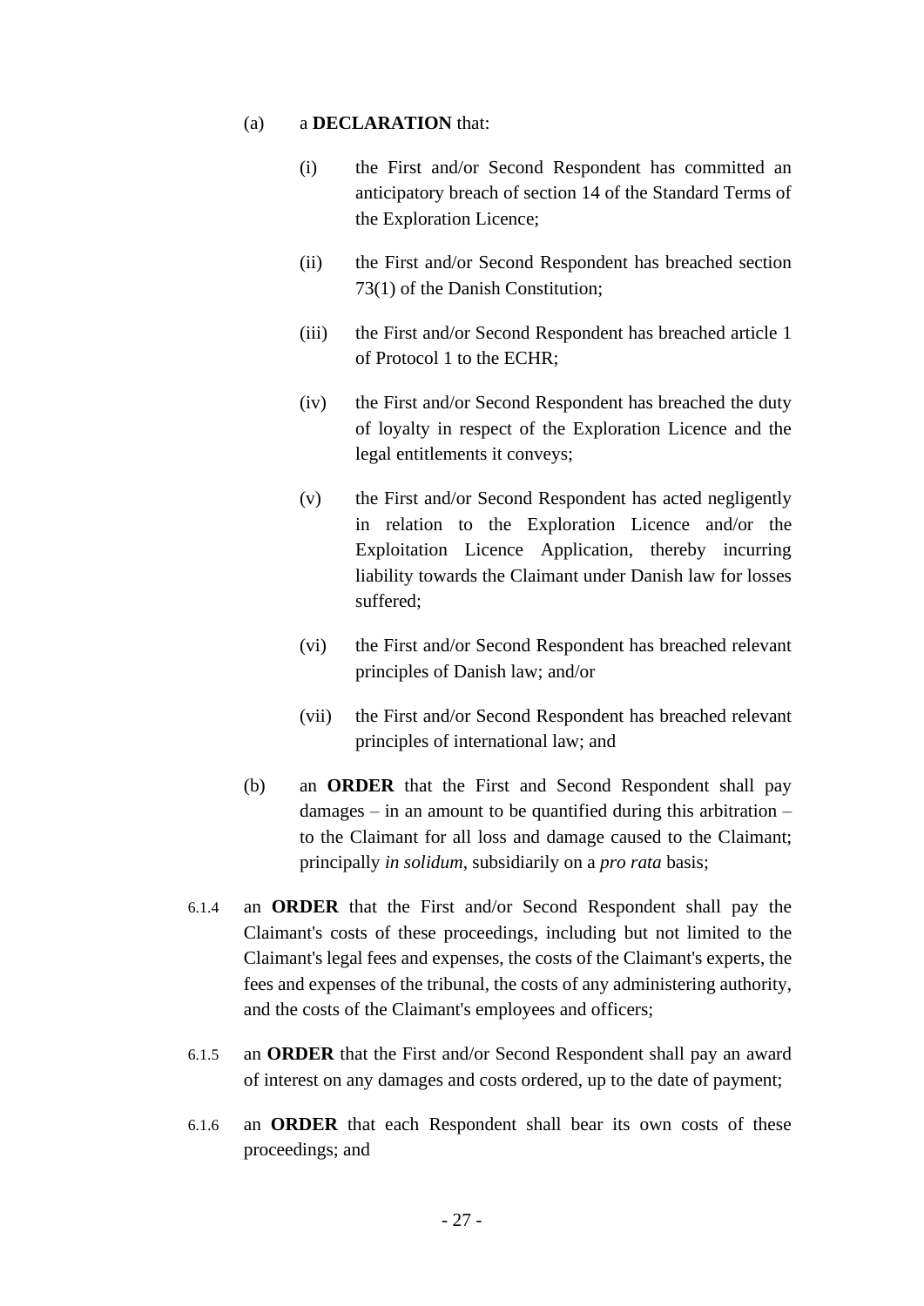(a) a **DECLARATION** that:

(i) the First and/or Second Respondent has committed an anticipatory breach of section 14 of the Standard Terms of the Exploration Licence;

(ii) the First and/or Second Respondent has breached section 73(1) of the Danish Constitution;

(iii) the First and/or Second Respondent has breached article 1 of Protocol 1 to the ECHR;

(iv) the First and/or Second Respondent has breached the duty of loyalty in respect of the Exploration Licence and the legal entitlements it conveys;

(v) the First and/or Second Respondent has acted negligently in relation to the Exploration Licence and/or the Exploitation Licence Application, thereby incurring liability towards the Claimant under Danish law for losses suffered;

(vi) the First and/or Second Respondent has breached relevant principles of Danish law; and/or

(vii) the First and/or Second Respondent has breached relevant principles of international law; and

(b) an **ORDER** that the First and Second Respondent shall pay damages – in an amount to be quantified during this arbitration – to the Claimant for all loss and damage caused to the Claimant; principally *in solidum*, subsidiarily on a *pro rata* basis;

6.1.4 an **ORDER** that the First and/or Second Respondent shall pay the Claimant's costs of these proceedings, including but not limited to the Claimant's legal fees and expenses, the costs of the Claimant's experts, the fees and expenses of the tribunal, the costs of any administering authority, and the costs of the Claimant's employees and officers;

6.1.5 an **ORDER** that the First and/or Second Respondent shall pay an award of interest on any damages and costs ordered, up to the date of payment;

6.1.6 an **ORDER** that each Respondent shall bear its own costs of these proceedings; and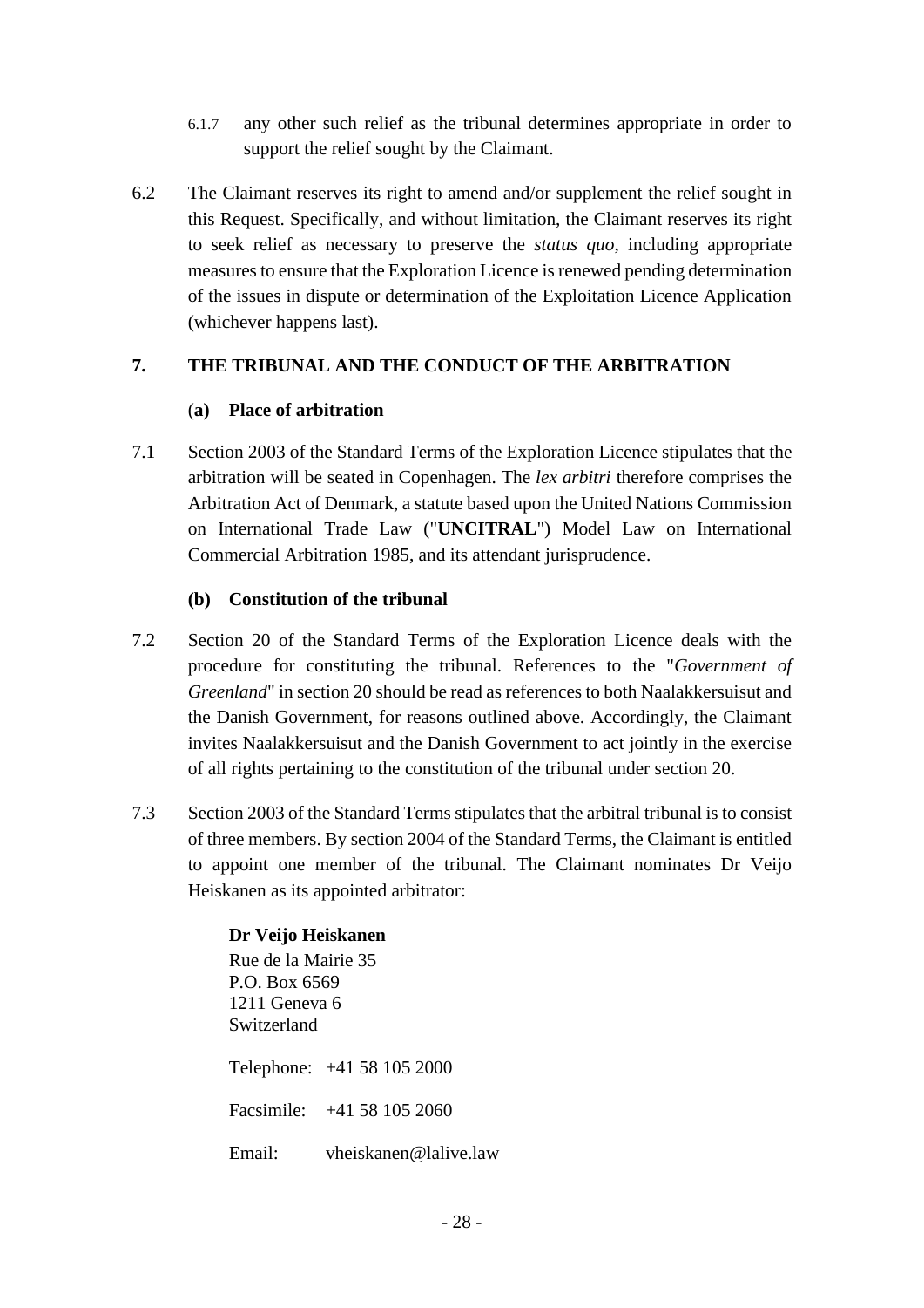6.1.7 any other such relief as the tribunal determines appropriate in order to support the relief sought by the Claimant.

6.2 The Claimant reserves its right to amend and/or supplement the relief sought in this Request. Specifically, and without limitation, the Claimant reserves its right to seek relief as necessary to preserve the *status quo*, including appropriate measures to ensure that the Exploration Licence is renewed pending determination of the issues in dispute or determination of the Exploitation Licence Application (whichever happens last).

## 7. THE TRIBUNAL AND THE CONDUCT OF THE ARBITRATION

### (a) Place of arbitration

7.1 Section 2003 of the Standard Terms of the Exploration Licence stipulates that the arbitration will be seated in Copenhagen. The *lex arbitri* therefore comprises the Arbitration Act of Denmark, a statute based upon the United Nations Commission on International Trade Law ("**UNCITRAL**") Model Law on International Commercial Arbitration 1985, and its attendant jurisprudence.

### (b) Constitution of the tribunal

7.2 Section 20 of the Standard Terms of the Exploration Licence deals with the procedure for constituting the tribunal. References to the "*Government of Greenland*" in section 20 should be read as references to both Naalakkersuisut and the Danish Government, for reasons outlined above. Accordingly, the Claimant invites Naalakkersuisut and the Danish Government to act jointly in the exercise of all rights pertaining to the constitution of the tribunal under section 20.

7.3 Section 2003 of the Standard Terms stipulates that the arbitral tribunal is to consist of three members. By section 2004 of the Standard Terms, the Claimant is entitled to appoint one member of the tribunal. The Claimant nominates Dr Veijo Heiskanen as its appointed arbitrator:

**Dr Veijo Heiskanen**
Rue de la Mairie 35
P.O. Box 6569
1211 Geneva 6
Switzerland

Telephone: +41 58 105 2000

Facsimile: +41 58 105 2060

Email: vheiskanen@lalive.law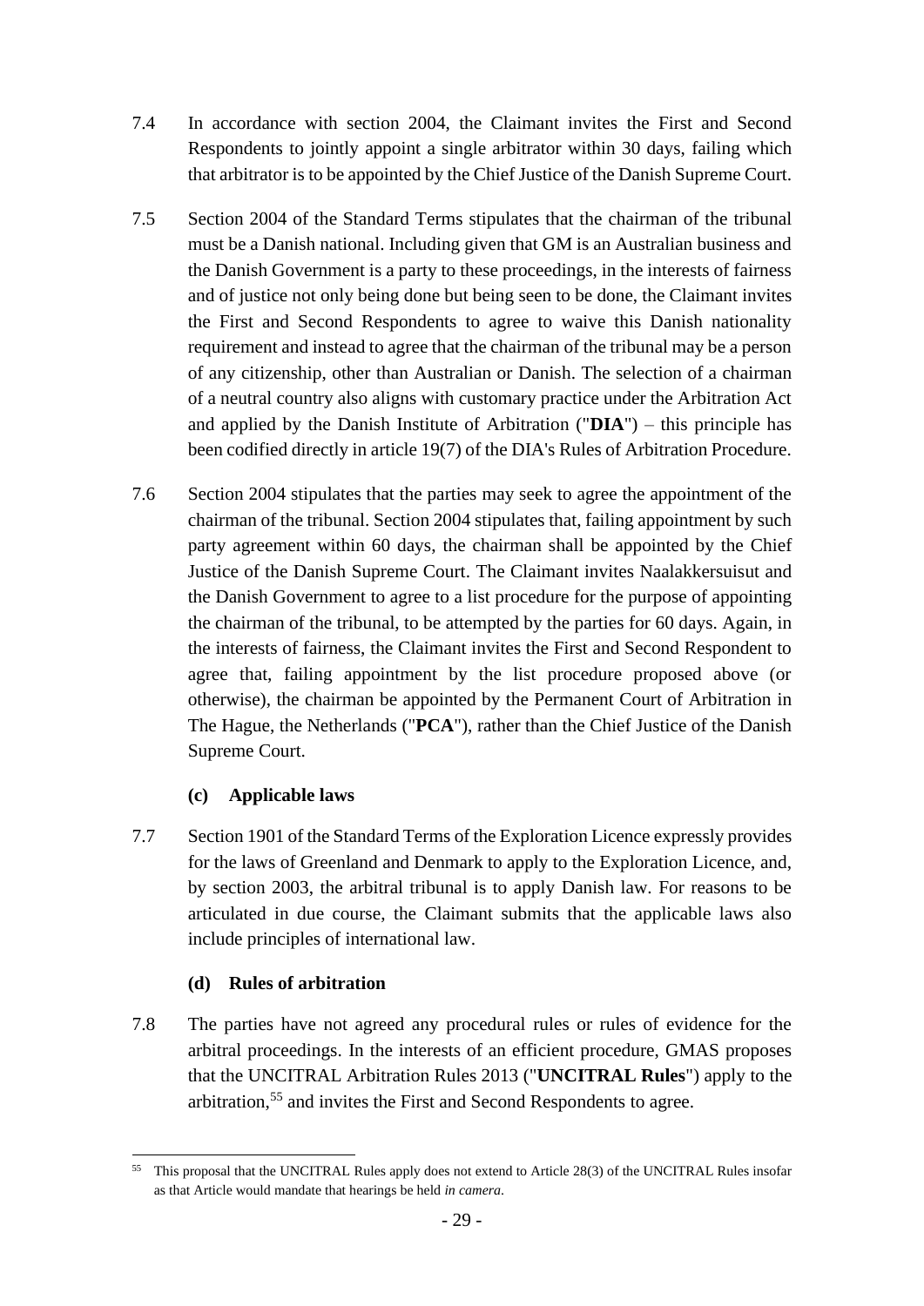7.4 In accordance with section 2004, the Claimant invites the First and Second Respondents to jointly appoint a single arbitrator within 30 days, failing which that arbitrator is to be appointed by the Chief Justice of the Danish Supreme Court.

7.5 Section 2004 of the Standard Terms stipulates that the chairman of the tribunal must be a Danish national. Including given that GM is an Australian business and the Danish Government is a party to these proceedings, in the interests of fairness and of justice not only being done but being seen to be done, the Claimant invites the First and Second Respondents to agree to waive this Danish nationality requirement and instead to agree that the chairman of the tribunal may be a person of any citizenship, other than Australian or Danish. The selection of a chairman of a neutral country also aligns with customary practice under the Arbitration Act and applied by the Danish Institute of Arbitration ("**DIA**") – this principle has been codified directly in article 19(7) of the DIA's Rules of Arbitration Procedure.

7.6 Section 2004 stipulates that the parties may seek to agree the appointment of the chairman of the tribunal. Section 2004 stipulates that, failing appointment by such party agreement within 60 days, the chairman shall be appointed by the Chief Justice of the Danish Supreme Court. The Claimant invites Naalakkersuisut and the Danish Government to agree to a list procedure for the purpose of appointing the chairman of the tribunal, to be attempted by the parties for 60 days. Again, in the interests of fairness, the Claimant invites the First and Second Respondent to agree that, failing appointment by the list procedure proposed above (or otherwise), the chairman be appointed by the Permanent Court of Arbitration in The Hague, the Netherlands ("**PCA**"), rather than the Chief Justice of the Danish Supreme Court.

### (c) Applicable laws

7.7 Section 1901 of the Standard Terms of the Exploration Licence expressly provides for the laws of Greenland and Denmark to apply to the Exploration Licence, and, by section 2003, the arbitral tribunal is to apply Danish law. For reasons to be articulated in due course, the Claimant submits that the applicable laws also include principles of international law.

### (d) Rules of arbitration

7.8 The parties have not agreed any procedural rules or rules of evidence for the arbitral proceedings. In the interests of an efficient procedure, GMAS proposes that the UNCITRAL Arbitration Rules 2013 ("**UNCITRAL Rules**") apply to the arbitration,[55] and invites the First and Second Respondents to agree.

---

[55] This proposal that the UNCITRAL Rules apply does not extend to Article 28(3) of the UNCITRAL Rules insofar as that Article would mandate that hearings be held *in camera*.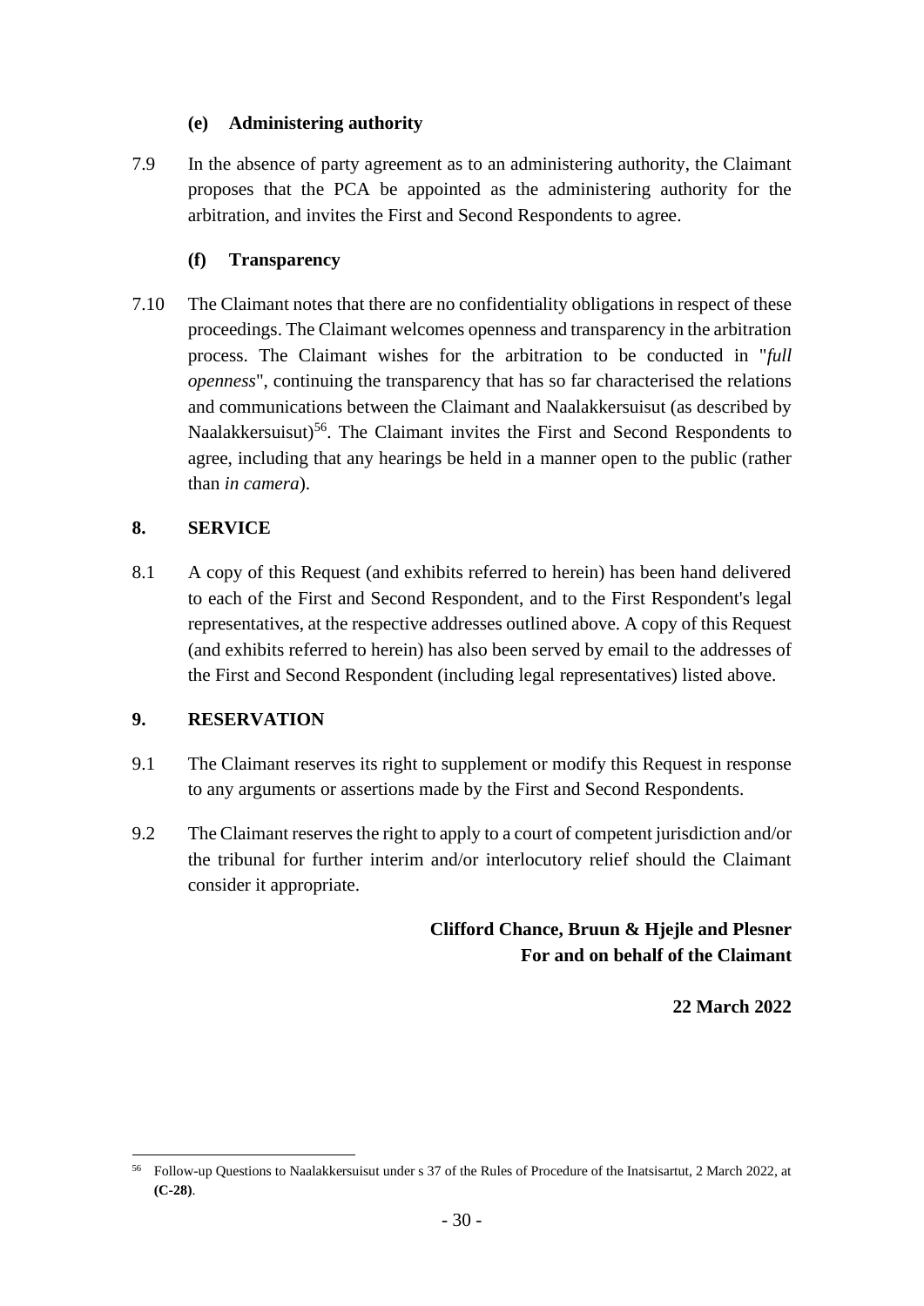**(e) Administering authority**

7.9 In the absence of party agreement as to an administering authority, the Claimant proposes that the PCA be appointed as the administering authority for the arbitration, and invites the First and Second Respondents to agree.

**(f) Transparency**

7.10 The Claimant notes that there are no confidentiality obligations in respect of these proceedings. The Claimant welcomes openness and transparency in the arbitration process. The Claimant wishes for the arbitration to be conducted in "*full openness*", continuing the transparency that has so far characterised the relations and communications between the Claimant and Naalakkersuisut (as described by Naalakkersuisut)[56]. The Claimant invites the First and Second Respondents to agree, including that any hearings be held in a manner open to the public (rather than *in camera*).

## 8. SERVICE

8.1 A copy of this Request (and exhibits referred to herein) has been hand delivered to each of the First and Second Respondent, and to the First Respondent's legal representatives, at the respective addresses outlined above. A copy of this Request (and exhibits referred to herein) has also been served by email to the addresses of the First and Second Respondent (including legal representatives) listed above.

## 9. RESERVATION

9.1 The Claimant reserves its right to supplement or modify this Request in response to any arguments or assertions made by the First and Second Respondents.

9.2 The Claimant reserves the right to apply to a court of competent jurisdiction and/or the tribunal for further interim and/or interlocutory relief should the Claimant consider it appropriate.

**Clifford Chance, Bruun & Hjejle and Plesner**
**For and on behalf of the Claimant**

**22 March 2022**

---

[56] Follow-up Questions to Naalakkersuisut under s 37 of the Rules of Procedure of the Inatsisartut, 2 March 2022, at **(C-28)**.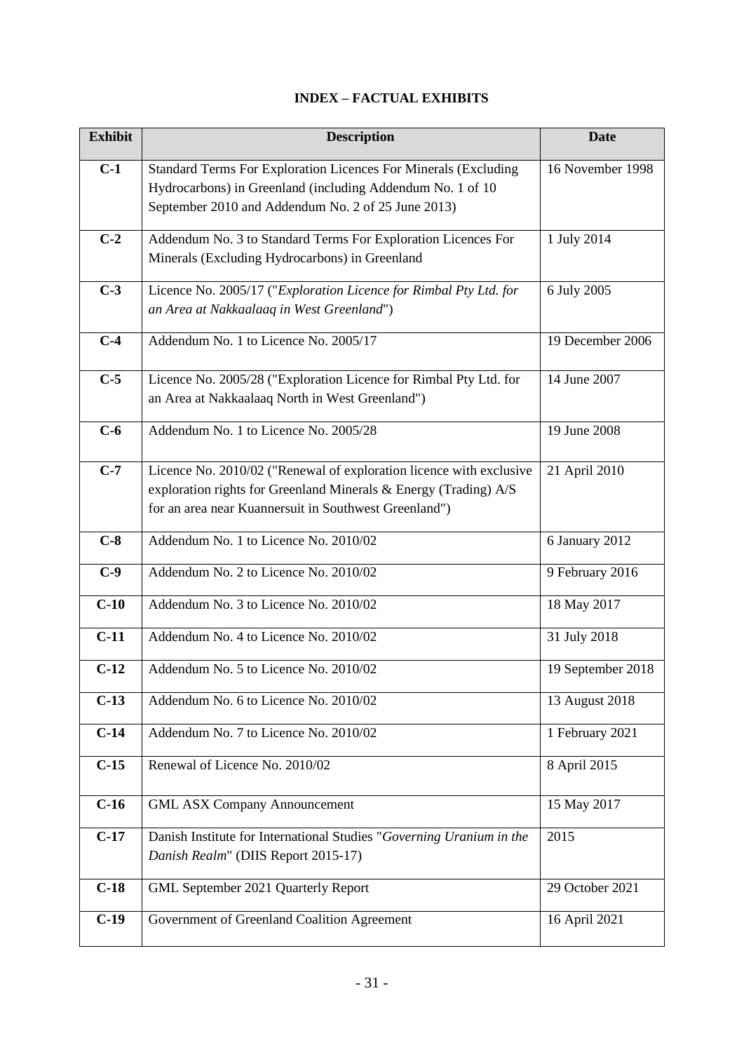# INDEX – FACTUAL EXHIBITS

| Exhibit | Description | Date |
|---|---|---|
| **C-1** | Standard Terms For Exploration Licences For Minerals (Excluding Hydrocarbons) in Greenland (including Addendum No. 1 of 10 September 2010 and Addendum No. 2 of 25 June 2013) | 16 November 1998 |
| **C-2** | Addendum No. 3 to Standard Terms For Exploration Licences For Minerals (Excluding Hydrocarbons) in Greenland | 1 July 2014 |
| **C-3** | Licence No. 2005/17 ("*Exploration Licence for Rimbal Pty Ltd. for an Area at Nakkaalaaq in West Greenland*") | 6 July 2005 |
| **C-4** | Addendum No. 1 to Licence No. 2005/17 | 19 December 2006 |
| **C-5** | Licence No. 2005/28 ("Exploration Licence for Rimbal Pty Ltd. for an Area at Nakkaalaaq North in West Greenland") | 14 June 2007 |
| **C-6** | Addendum No. 1 to Licence No. 2005/28 | 19 June 2008 |
| **C-7** | Licence No. 2010/02 ("Renewal of exploration licence with exclusive exploration rights for Greenland Minerals & Energy (Trading) A/S for an area near Kuannersuit in Southwest Greenland") | 21 April 2010 |
| **C-8** | Addendum No. 1 to Licence No. 2010/02 | 6 January 2012 |
| **C-9** | Addendum No. 2 to Licence No. 2010/02 | 9 February 2016 |
| **C-10** | Addendum No. 3 to Licence No. 2010/02 | 18 May 2017 |
| **C-11** | Addendum No. 4 to Licence No. 2010/02 | 31 July 2018 |
| **C-12** | Addendum No. 5 to Licence No. 2010/02 | 19 September 2018 |
| **C-13** | Addendum No. 6 to Licence No. 2010/02 | 13 August 2018 |
| **C-14** | Addendum No. 7 to Licence No. 2010/02 | 1 February 2021 |
| **C-15** | Renewal of Licence No. 2010/02 | 8 April 2015 |
| **C-16** | GML ASX Company Announcement | 15 May 2017 |
| **C-17** | Danish Institute for International Studies "*Governing Uranium in the Danish Realm*" (DIIS Report 2015-17) | 2015 |
| **C-18** | GML September 2021 Quarterly Report | 29 October 2021 |
| **C-19** | Government of Greenland Coalition Agreement | 16 April 2021 |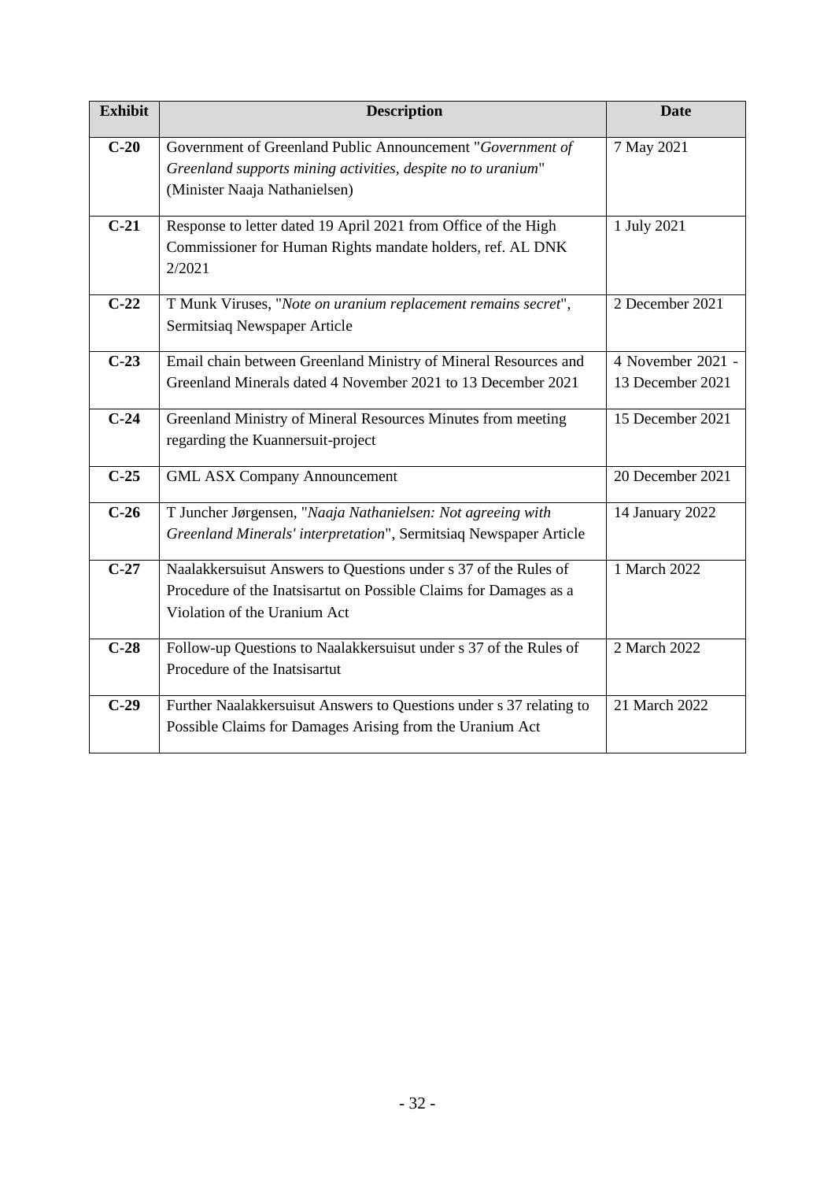| Exhibit | Description | Date |
|---|---|---|
| **C-20** | Government of Greenland Public Announcement "*Government of Greenland supports mining activities, despite no to uranium*" (Minister Naaja Nathanielsen) | 7 May 2021 |
| **C-21** | Response to letter dated 19 April 2021 from Office of the High Commissioner for Human Rights mandate holders, ref. AL DNK 2/2021 | 1 July 2021 |
| **C-22** | T Munk Viruses, "*Note on uranium replacement remains secret*", Sermitsiaq Newspaper Article | 2 December 2021 |
| **C-23** | Email chain between Greenland Ministry of Mineral Resources and Greenland Minerals dated 4 November 2021 to 13 December 2021 | 4 November 2021 - 13 December 2021 |
| **C-24** | Greenland Ministry of Mineral Resources Minutes from meeting regarding the Kuannersuit-project | 15 December 2021 |
| **C-25** | GML ASX Company Announcement | 20 December 2021 |
| **C-26** | T Juncher Jørgensen, "*Naaja Nathanielsen: Not agreeing with Greenland Minerals' interpretation*", Sermitsiaq Newspaper Article | 14 January 2022 |
| **C-27** | Naalakkersuisut Answers to Questions under s 37 of the Rules of Procedure of the Inatsisartut on Possible Claims for Damages as a Violation of the Uranium Act | 1 March 2022 |
| **C-28** | Follow-up Questions to Naalakkersuisut under s 37 of the Rules of Procedure of the Inatsisartut | 2 March 2022 |
| **C-29** | Further Naalakkersuisut Answers to Questions under s 37 relating to Possible Claims for Damages Arising from the Uranium Act | 21 March 2022 |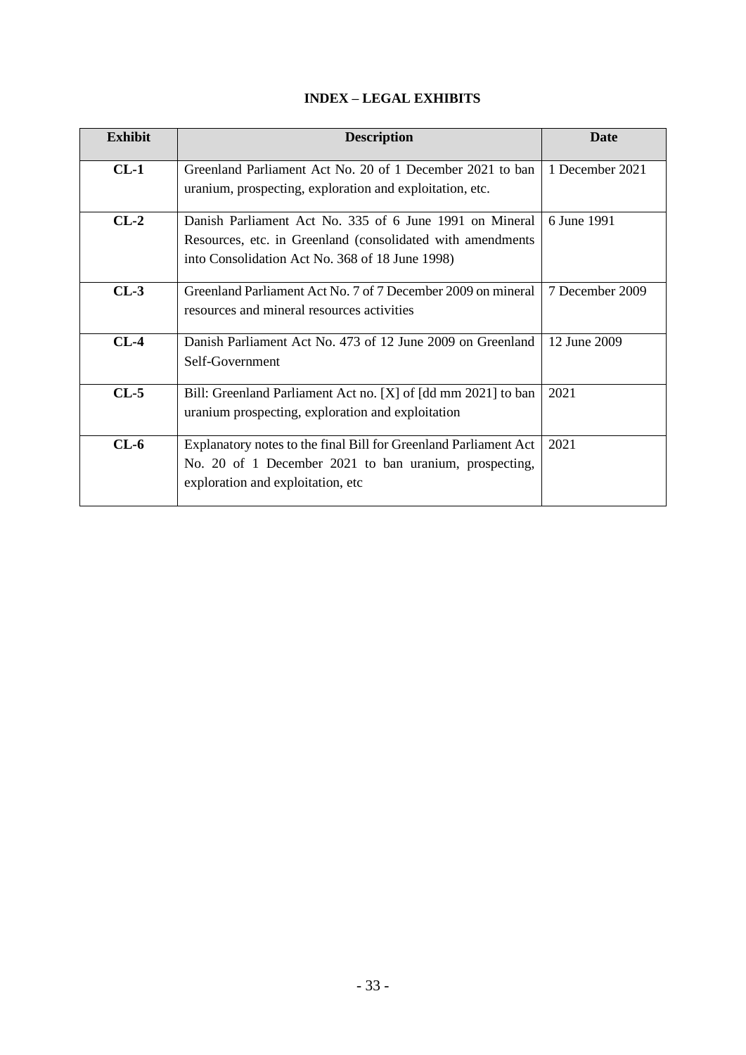**INDEX – LEGAL EXHIBITS**

| Exhibit | Description | Date |
|---|---|---|
| **CL-1** | Greenland Parliament Act No. 20 of 1 December 2021 to ban uranium, prospecting, exploration and exploitation, etc. | 1 December 2021 |
| **CL-2** | Danish Parliament Act No. 335 of 6 June 1991 on Mineral Resources, etc. in Greenland (consolidated with amendments into Consolidation Act No. 368 of 18 June 1998) | 6 June 1991 |
| **CL-3** | Greenland Parliament Act No. 7 of 7 December 2009 on mineral resources and mineral resources activities | 7 December 2009 |
| **CL-4** | Danish Parliament Act No. 473 of 12 June 2009 on Greenland Self-Government | 12 June 2009 |
| **CL-5** | Bill: Greenland Parliament Act no. [X] of [dd mm 2021] to ban uranium prospecting, exploration and exploitation | 2021 |
| **CL-6** | Explanatory notes to the final Bill for Greenland Parliament Act No. 20 of 1 December 2021 to ban uranium, prospecting, exploration and exploitation, etc | 2021 |